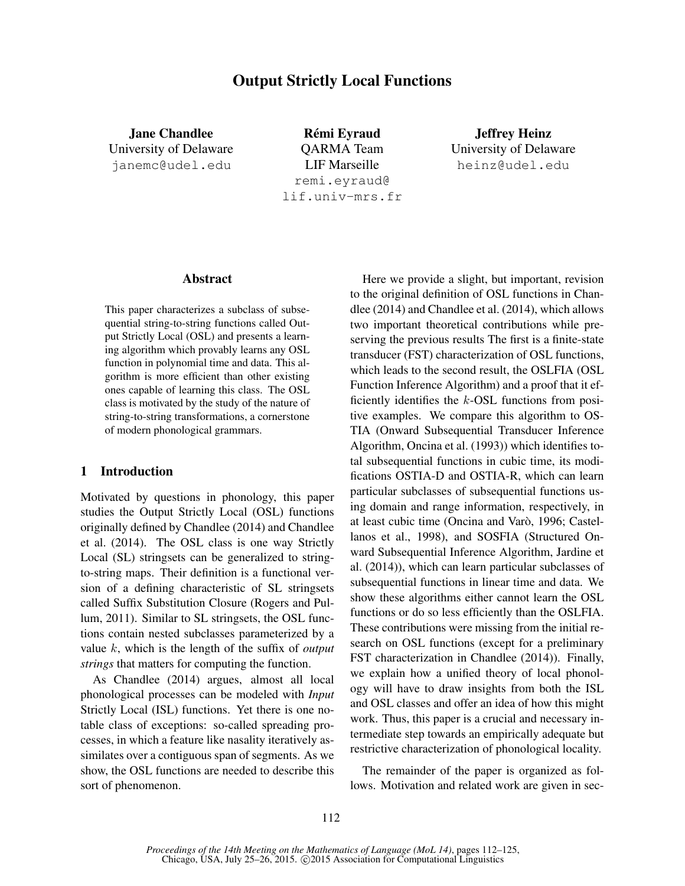# Output Strictly Local Functions

**Jane Chandlee**
University of Delaware
janemc@udel.edu

**Rémi Eyraud**
QARMA Team
LIF Marseille
remi.eyraud@lif.univ-mrs.fr

**Jeffrey Heinz**
University of Delaware
heinz@udel.edu

## Abstract

This paper characterizes a subclass of subsequential string-to-string functions called Output Strictly Local (OSL) and presents a learning algorithm which provably learns any OSL function in polynomial time and data. This algorithm is more efficient than other existing ones capable of learning this class. The OSL class is motivated by the study of the nature of string-to-string transformations, a cornerstone of modern phonological grammars.

## 1 Introduction

Motivated by questions in phonology, this paper studies the Output Strictly Local (OSL) functions originally defined by Chandlee (2014) and Chandlee et al. (2014). The OSL class is one way Strictly Local (SL) stringsets can be generalized to string-to-string maps. Their definition is a functional version of a defining characteristic of SL stringsets called Suffix Substitution Closure (Rogers and Pullum, 2011). Similar to SL stringsets, the OSL functions contain nested subclasses parameterized by a value $k$, which is the length of the suffix of *output strings* that matters for computing the function.

As Chandlee (2014) argues, almost all local phonological processes can be modeled with *Input* Strictly Local (ISL) functions. Yet there is one notable class of exceptions: so-called spreading processes, in which a feature like nasality iteratively assimilates over a contiguous span of segments. As we show, the OSL functions are needed to describe this sort of phenomenon.

Here we provide a slight, but important, revision to the original definition of OSL functions in Chandlee (2014) and Chandlee et al. (2014), which allows two important theoretical contributions while preserving the previous results The first is a finite-state transducer (FST) characterization of OSL functions, which leads to the second result, the OSLFIA (OSL Function Inference Algorithm) and a proof that it efficiently identifies the $k$-OSL functions from positive examples. We compare this algorithm to OSTIA (Onward Subsequential Transducer Inference Algorithm, Oncina et al. (1993)) which identifies total subsequential functions in cubic time, its modifications OSTIA-D and OSTIA-R, which can learn particular subclasses of subsequential functions using domain and range information, respectively, in at least cubic time (Oncina and Varò, 1996; Castellanos et al., 1998), and SOSFIA (Structured Onward Subsequential Inference Algorithm, Jardine et al. (2014)), which can learn particular subclasses of subsequential functions in linear time and data. We show these algorithms either cannot learn the OSL functions or do so less efficiently than the OSLFIA. These contributions were missing from the initial research on OSL functions (except for a preliminary FST characterization in Chandlee (2014)). Finally, we explain how a unified theory of local phonology will have to draw insights from both the ISL and OSL classes and offer an idea of how this might work. Thus, this paper is a crucial and necessary intermediate step towards an empirically adequate but restrictive characterization of phonological locality.

The remainder of the paper is organized as follows. Motivation and related work are given in sec-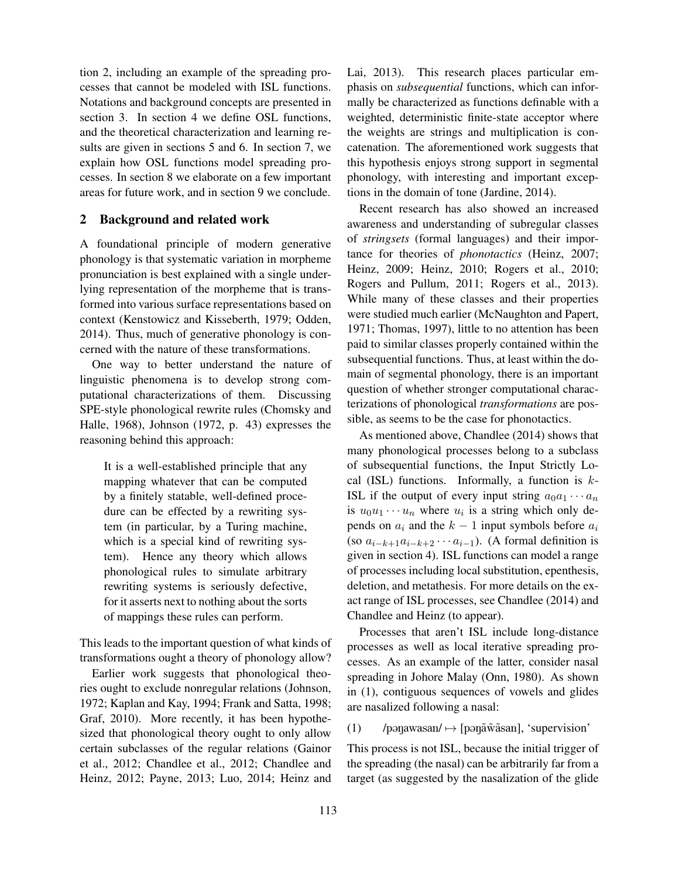tion 2, including an example of the spreading processes that cannot be modeled with ISL functions. Notations and background concepts are presented in section 3. In section 4 we define OSL functions, and the theoretical characterization and learning results are given in sections 5 and 6. In section 7, we explain how OSL functions model spreading processes. In section 8 we elaborate on a few important areas for future work, and in section 9 we conclude.

## 2 Background and related work

A foundational principle of modern generative phonology is that systematic variation in morpheme pronunciation is best explained with a single underlying representation of the morpheme that is transformed into various surface representations based on context (Kenstowicz and Kisseberth, 1979; Odden, 2014). Thus, much of generative phonology is concerned with the nature of these transformations.

One way to better understand the nature of linguistic phenomena is to develop strong computational characterizations of them. Discussing SPE-style phonological rewrite rules (Chomsky and Halle, 1968), Johnson (1972, p. 43) expresses the reasoning behind this approach:

> It is a well-established principle that any mapping whatever that can be computed by a finitely statable, well-defined procedure can be effected by a rewriting system (in particular, by a Turing machine, which is a special kind of rewriting system). Hence any theory which allows phonological rules to simulate arbitrary rewriting systems is seriously defective, for it asserts next to nothing about the sorts of mappings these rules can perform.

This leads to the important question of what kinds of transformations ought a theory of phonology allow?

Earlier work suggests that phonological theories ought to exclude nonregular relations (Johnson, 1972; Kaplan and Kay, 1994; Frank and Satta, 1998; Graf, 2010). More recently, it has been hypothesized that phonological theory ought to only allow certain subclasses of the regular relations (Gainor et al., 2012; Chandlee et al., 2012; Chandlee and Heinz, 2012; Payne, 2013; Luo, 2014; Heinz and Lai, 2013). This research places particular emphasis on *subsequential* functions, which can informally be characterized as functions definable with a weighted, deterministic finite-state acceptor where the weights are strings and multiplication is concatenation. The aforementioned work suggests that this hypothesis enjoys strong support in segmental phonology, with interesting and important exceptions in the domain of tone (Jardine, 2014).

Recent research has also showed an increased awareness and understanding of subregular classes of *stringsets* (formal languages) and their importance for theories of *phonotactics* (Heinz, 2007; Heinz, 2009; Heinz, 2010; Rogers et al., 2010; Rogers and Pullum, 2011; Rogers et al., 2013). While many of these classes and their properties were studied much earlier (McNaughton and Papert, 1971; Thomas, 1997), little to no attention has been paid to similar classes properly contained within the subsequential functions. Thus, at least within the domain of segmental phonology, there is an important question of whether stronger computational characterizations of phonological *transformations* are possible, as seems to be the case for phonotactics.

As mentioned above, Chandlee (2014) shows that many phonological processes belong to a subclass of subsequential functions, the Input Strictly Local (ISL) functions. Informally, a function is $k$-ISL if the output of every input string $a_0 a_1 \cdots a_n$ is $u_0 u_1 \cdots u_n$ where $u_i$ is a string which only depends on $a_i$ and the $k-1$ input symbols before $a_i$ (so $a_{i-k+1}a_{i-k+2}\cdots a_{i-1}$). (A formal definition is given in section 4). ISL functions can model a range of processes including local substitution, epenthesis, deletion, and metathesis. For more details on the exact range of ISL processes, see Chandlee (2014) and Chandlee and Heinz (to appear).

Processes that aren't ISL include long-distance processes as well as local iterative spreading processes. As an example of the latter, consider nasal spreading in Johore Malay (Onn, 1980). As shown in (1), contiguous sequences of vowels and glides are nasalized following a nasal:

(1) /pəŋawasan/ $\mapsto$ [pəŋã w̃ ãsan], 'supervision'

This process is not ISL, because the initial trigger of the spreading (the nasal) can be arbitrarily far from a target (as suggested by the nasalization of the glide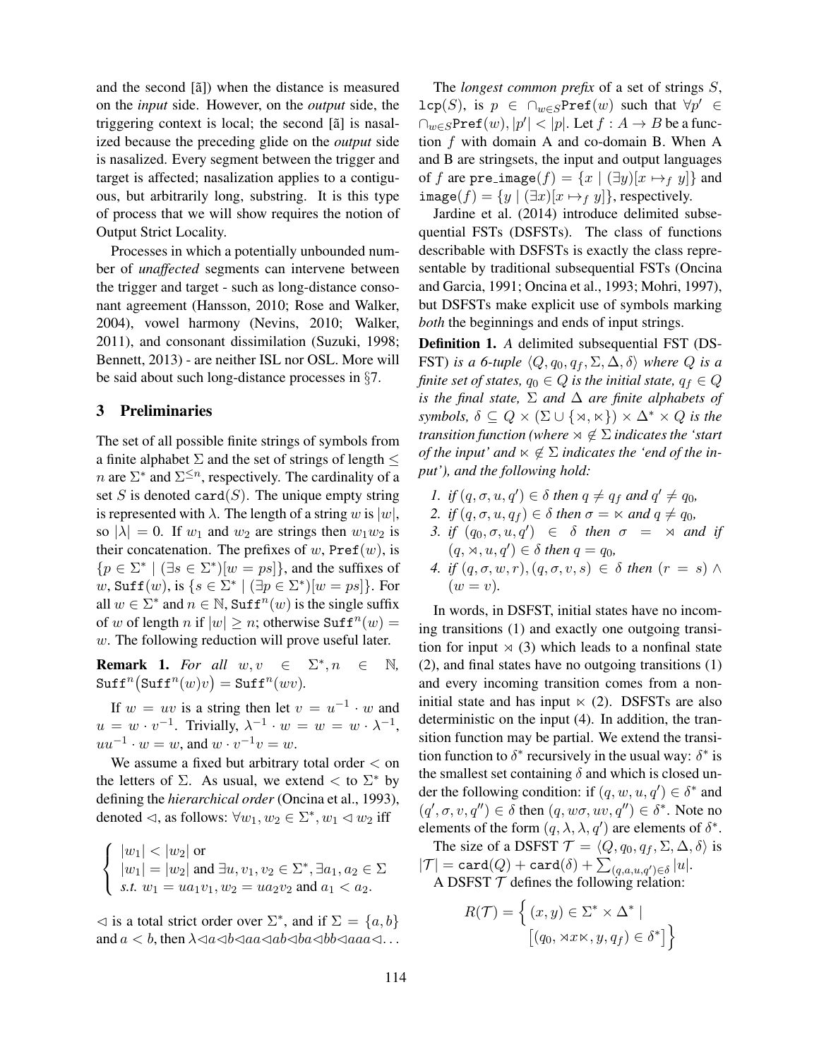and the second [ã]) when the distance is measured on the *input* side. However, on the *output* side, the triggering context is local; the second [ã] is nasalized because the preceding glide on the *output* side is nasalized. Every segment between the trigger and target is affected; nasalization applies to a contiguous, but arbitrarily long, substring. It is this type of process that we will show requires the notion of Output Strict Locality.

Processes in which a potentially unbounded number of *unaffected* segments can intervene between the trigger and target - such as long-distance consonant agreement (Hansson, 2010; Rose and Walker, 2004), vowel harmony (Nevins, 2010; Walker, 2011), and consonant dissimilation (Suzuki, 1998; Bennett, 2013) - are neither ISL nor OSL. More will be said about such long-distance processes in §7.

## 3 Preliminaries

The set of all possible finite strings of symbols from a finite alphabet $\Sigma$ and the set of strings of length $\leq n$ are $\Sigma^*$ and $\Sigma^{\leq n}$, respectively. The cardinality of a set $S$ is denoted $\texttt{card}(S)$. The unique empty string is represented with $\lambda$. The length of a string $w$ is $|w|$, so $|\lambda| = 0$. If $w_1$ and $w_2$ are strings then $w_1w_2$ is their concatenation. The prefixes of $w$, $\texttt{Pref}(w)$, is $\{p \in \Sigma^* \mid (\exists s \in \Sigma^*)[w = ps]\}$, and the suffixes of $w$, $\texttt{Suff}(w)$, is $\{s \in \Sigma^* \mid (\exists p \in \Sigma^*)[w = ps]\}$. For all $w \in \Sigma^*$ and $n \in \mathbb{N}$, $\texttt{Suff}^n(w)$ is the single suffix of $w$ of length $n$ if $|w| \geq n$; otherwise $\texttt{Suff}^n(w) = w$. The following reduction will prove useful later.

**Remark 1.** *For all* $w, v \in \Sigma^*, n \in \mathbb{N}$, $\texttt{Suff}^n\big(\texttt{Suff}^n(w)v\big) = \texttt{Suff}^n(wv)$.

If $w = uv$ is a string then let $v = u^{-1} \cdot w$ and $u = w \cdot v^{-1}$. Trivially, $\lambda^{-1} \cdot w = w = w \cdot \lambda^{-1}$, $uu^{-1} \cdot w = w$, and $w \cdot v^{-1}v = w$.

We assume a fixed but arbitrary total order $<$ on the letters of $\Sigma$. As usual, we extend $<$ to $\Sigma^*$ by defining the *hierarchical order* (Oncina et al., 1993), denoted $\lhd$, as follows: $\forall w_1, w_2 \in \Sigma^*, w_1 \lhd w_2$ iff

$$\begin{cases} |w_1| < |w_2| \text{ or} \\ |w_1| = |w_2| \text{ and } \exists u, v_1, v_2 \in \Sigma^*, \exists a_1, a_2 \in \Sigma \\ \textit{s.t. } w_1 = ua_1v_1, w_2 = ua_2v_2 \text{ and } a_1 < a_2. \end{cases}$$

$\lhd$ is a total strict order over $\Sigma^*$, and if $\Sigma = \{a, b\}$ and $a < b$, then $\lambda \lhd a \lhd b \lhd aa \lhd ab \lhd ba \lhd bb \lhd aaa \lhd \ldots$

The *longest common prefix* of a set of strings $S$, $\texttt{lcp}(S)$, is $p \in \cap_{w \in S}\texttt{Pref}(w)$ such that $\forall p' \in \cap_{w \in S}\texttt{Pref}(w), |p'| < |p|$. Let $f : A \to B$ be a function $f$ with domain A and co-domain B. When A and B are stringsets, the input and output languages of $f$ are $\texttt{pre\_image}(f) = \{x \mid (\exists y)[x \mapsto_f y]\}$ and $\texttt{image}(f) = \{y \mid (\exists x)[x \mapsto_f y]\}$, respectively.

Jardine et al. (2014) introduce delimited subsequential FSTs (DSFSTs). The class of functions describable with DSFSTs is exactly the class representable by traditional subsequential FSTs (Oncina and Garcia, 1991; Oncina et al., 1993; Mohri, 1997), but DSFSTs make explicit use of symbols marking *both* the beginnings and ends of input strings.

**Definition 1.** *A delimited subsequential FST (DSFST) is a 6-tuple* $\langle Q, q_0, q_f, \Sigma, \Delta, \delta\rangle$ *where* $Q$ *is a finite set of states,* $q_0 \in Q$ *is the initial state,* $q_f \in Q$ *is the final state,* $\Sigma$ *and* $\Delta$ *are finite alphabets of symbols,* $\delta \subseteq Q \times (\Sigma \cup \{\rtimes, \ltimes\}) \times \Delta^* \times Q$ *is the transition function (where* $\rtimes \notin \Sigma$ *indicates the 'start of the input' and* $\ltimes \notin \Sigma$ *indicates the 'end of the input'), and the following hold:*

1. *if* $(q, \sigma, u, q') \in \delta$ *then* $q \neq q_f$ *and* $q' \neq q_0$,
2. *if* $(q, \sigma, u, q_f) \in \delta$ *then* $\sigma = \ltimes$ *and* $q \neq q_0$,
3. *if* $(q_0, \sigma, u, q') \in \delta$ *then* $\sigma = \rtimes$ *and if* $(q, \rtimes, u, q') \in \delta$ *then* $q = q_0$,
4. *if* $(q, \sigma, w, r), (q, \sigma, v, s) \in \delta$ *then* $(r = s) \wedge (w = v)$.

In words, in DSFST, initial states have no incoming transitions (1) and exactly one outgoing transition for input $\rtimes$ (3) which leads to a nonfinal state (2), and final states have no outgoing transitions (1) and every incoming transition comes from a non-initial state and has input $\ltimes$ (2). DSFSTs are also deterministic on the input (4). In addition, the transition function may be partial. We extend the transition function to $\delta^*$ recursively in the usual way: $\delta^*$ is the smallest set containing $\delta$ and which is closed under the following condition: if $(q, w, u, q') \in \delta^*$ and $(q', \sigma, v, q'') \in \delta$ then $(q, w\sigma, uv, q'') \in \delta^*$. Note no elements of the form $(q, \lambda, \lambda, q')$ are elements of $\delta^*$.

The size of a DSFST $\mathcal{T} = \langle Q, q_0, q_f, \Sigma, \Delta, \delta\rangle$ is $|\mathcal{T}| = \texttt{card}(Q) + \texttt{card}(\delta) + \sum_{(q,a,u,q') \in \delta} |u|$.

A DSFST $\mathcal{T}$ defines the following relation:

$$R(\mathcal{T}) = \Big\{ (x, y) \in \Sigma^* \times \Delta^* \mid \big[(q_0, \rtimes x \ltimes, y, q_f) \in \delta^*\big] \Big\}$$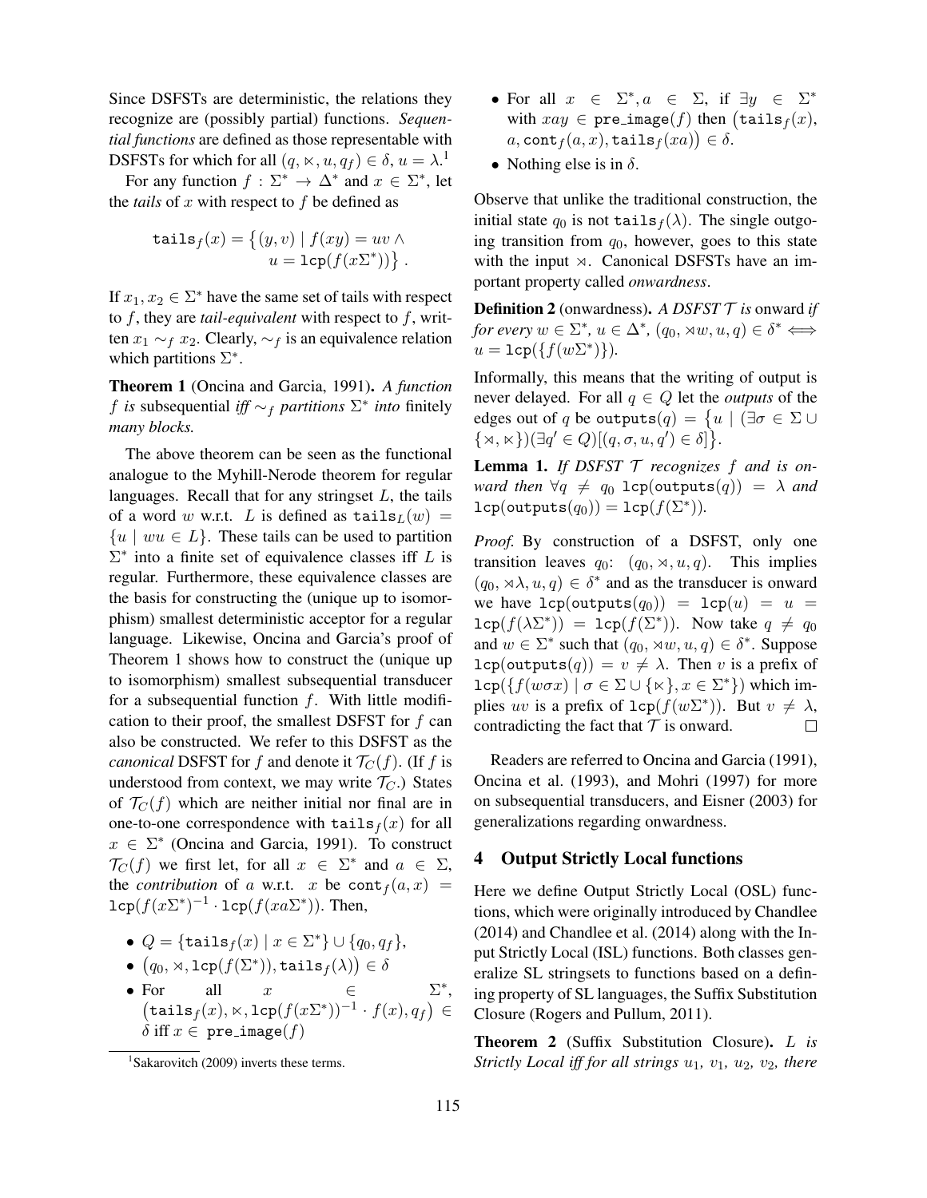Since DSFSTs are deterministic, the relations they recognize are (possibly partial) functions. *Sequential functions* are defined as those representable with DSFSTs for which for all $(q, \ltimes, u, q_f) \in \delta$, $u = \lambda$.[1]

For any function $f : \Sigma^* \to \Delta^*$ and $x \in \Sigma^*$, let the *tails* of $x$ with respect to $f$ be defined as

$$\texttt{tails}_f(x) = \{(y, v) \mid f(xy) = uv \wedge u = \texttt{lcp}(f(x\Sigma^*))\}.$$

If $x_1, x_2 \in \Sigma^*$ have the same set of tails with respect to $f$, they are *tail-equivalent* with respect to $f$, written $x_1 \sim_f x_2$. Clearly, $\sim_f$ is an equivalence relation which partitions $\Sigma^*$.

**Theorem 1** (Oncina and Garcia, 1991). *A function $f$ is* subsequential *iff $\sim_f$ partitions $\Sigma^*$ into* finitely *many blocks.*

The above theorem can be seen as the functional analogue to the Myhill-Nerode theorem for regular languages. Recall that for any stringset $L$, the tails of a word $w$ w.r.t. $L$ is defined as $\texttt{tails}_L(w) = \{u \mid wu \in L\}$. These tails can be used to partition $\Sigma^*$ into a finite set of equivalence classes iff $L$ is regular. Furthermore, these equivalence classes are the basis for constructing the (unique up to isomorphism) smallest deterministic acceptor for a regular language. Likewise, Oncina and Garcia's proof of Theorem 1 shows how to construct the (unique up to isomorphism) smallest subsequential transducer for a subsequential function $f$. With little modification to their proof, the smallest DSFST for $f$ can also be constructed. We refer to this DSFST as the *canonical* DSFST for $f$ and denote it $\mathcal{T}_C(f)$. (If $f$ is understood from context, we may write $\mathcal{T}_C$.) States of $\mathcal{T}_C(f)$ which are neither initial nor final are in one-to-one correspondence with $\texttt{tails}_f(x)$ for all $x \in \Sigma^*$ (Oncina and Garcia, 1991). To construct $\mathcal{T}_C(f)$ we first let, for all $x \in \Sigma^*$ and $a \in \Sigma$, the *contribution* of $a$ w.r.t. $x$ be $\texttt{cont}_f(a, x) = \texttt{lcp}(f(x\Sigma^*))^{-1} \cdot \texttt{lcp}(f(xa\Sigma^*))$. Then,

- $Q = \{\texttt{tails}_f(x) \mid x \in \Sigma^*\} \cup \{q_0, q_f\}$,
- $(q_0, \rtimes, \texttt{lcp}(f(\Sigma^*)), \texttt{tails}_f(\lambda)) \in \delta$
- For all $x \in \Sigma^*$, $(\texttt{tails}_f(x), \ltimes, \texttt{lcp}(f(x\Sigma^*))^{-1} \cdot f(x), q_f) \in \delta$ iff $x \in \texttt{pre\_image}(f)$
- For all $x \in \Sigma^*, a \in \Sigma$, if $\exists y \in \Sigma^*$ with $xay \in \texttt{pre\_image}(f)$ then $(\texttt{tails}_f(x), a, \texttt{cont}_f(a, x), \texttt{tails}_f(xa)) \in \delta$.
- Nothing else is in $\delta$.

Observe that unlike the traditional construction, the initial state $q_0$ is not $\texttt{tails}_f(\lambda)$. The single outgoing transition from $q_0$, however, goes to this state with the input $\rtimes$. Canonical DSFSTs have an important property called *onwardness*.

**Definition 2** (onwardness). *A DSFST $\mathcal{T}$ is* onward *if for every $w \in \Sigma^*$, $u \in \Delta^*$, $(q_0, \rtimes w, u, q) \in \delta^* \iff u = \texttt{lcp}(\{f(w\Sigma^*)\})$.*

Informally, this means that the writing of output is never delayed. For all $q \in Q$ let the *outputs* of the edges out of $q$ be $\texttt{outputs}(q) = \{u \mid (\exists \sigma \in \Sigma \cup \{\rtimes, \ltimes\})(\exists q' \in Q)[(q, \sigma, u, q') \in \delta]\}$.

**Lemma 1.** *If DSFST $\mathcal{T}$ recognizes $f$ and is onward then $\forall q \neq q_0$ $\texttt{lcp}(\texttt{outputs}(q)) = \lambda$ and $\texttt{lcp}(\texttt{outputs}(q_0)) = \texttt{lcp}(f(\Sigma^*))$.*

*Proof.* By construction of a DSFST, only one transition leaves $q_0$: $(q_0, \rtimes, u, q)$. This implies $(q_0, \rtimes\lambda, u, q) \in \delta^*$ and as the transducer is onward we have $\texttt{lcp}(\texttt{outputs}(q_0)) = \texttt{lcp}(u) = u = \texttt{lcp}(f(\lambda\Sigma^*)) = \texttt{lcp}(f(\Sigma^*))$. Now take $q \neq q_0$ and $w \in \Sigma^*$ such that $(q_0, \rtimes w, u, q) \in \delta^*$. Suppose $\texttt{lcp}(\texttt{outputs}(q)) = v \neq \lambda$. Then $v$ is a prefix of $\texttt{lcp}(\{f(w\sigma x) \mid \sigma \in \Sigma \cup \{\ltimes\}, x \in \Sigma^*\})$ which implies $uv$ is a prefix of $\texttt{lcp}(f(w\Sigma^*))$. But $v \neq \lambda$, contradicting the fact that $\mathcal{T}$ is onward. $\square$

Readers are referred to Oncina and Garcia (1991), Oncina et al. (1993), and Mohri (1997) for more on subsequential transducers, and Eisner (2003) for generalizations regarding onwardness.

## 4 Output Strictly Local functions

Here we define Output Strictly Local (OSL) functions, which were originally introduced by Chandlee (2014) and Chandlee et al. (2014) along with the Input Strictly Local (ISL) functions. Both classes generalize SL stringsets to functions based on a defining property of SL languages, the Suffix Substitution Closure (Rogers and Pullum, 2011).

**Theorem 2** (Suffix Substitution Closure). *$L$ is Strictly Local iff for all strings $u_1$, $v_1$, $u_2$, $v_2$, there*

[1] Sakarovitch (2009) inverts these terms.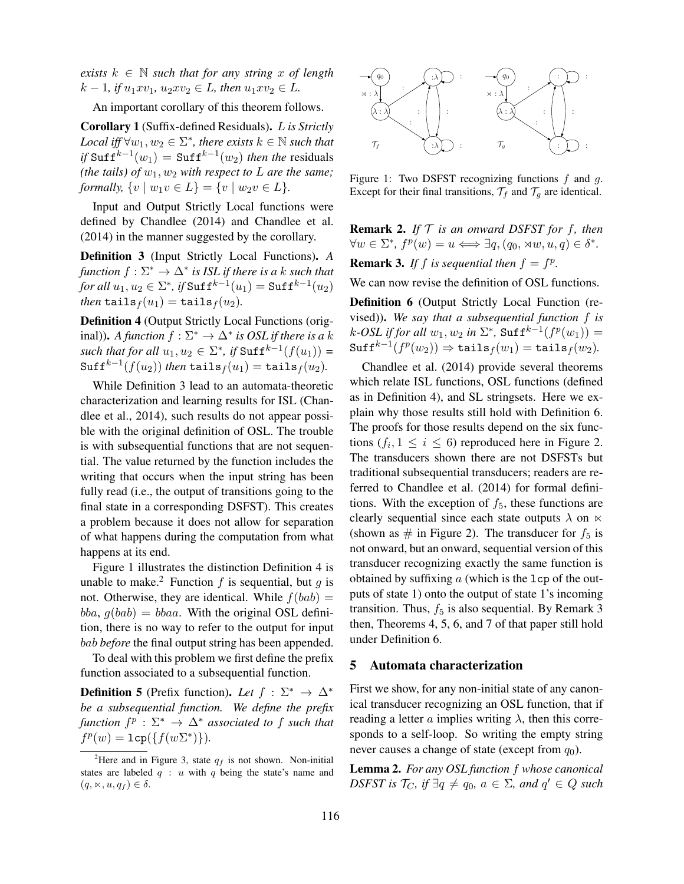*exists $k \in \mathbb{N}$ such that for any string $x$ of length $k-1$, if $u_1xv_1$, $u_2xv_2 \in L$, then $u_1xv_2 \in L$.*

An important corollary of this theorem follows.

**Corollary 1** (Suffix-defined Residuals). *$L$ is Strictly Local iff $\forall w_1, w_2 \in \Sigma^*$, there exists $k \in \mathbb{N}$ such that if $\texttt{Suff}^{k-1}(w_1) = \texttt{Suff}^{k-1}(w_2)$ then the* residuals *(the tails) of $w_1, w_2$ with respect to $L$ are the same; formally, $\{v \mid w_1v \in L\} = \{v \mid w_2v \in L\}$.*

Input and Output Strictly Local functions were defined by Chandlee (2014) and Chandlee et al. (2014) in the manner suggested by the corollary.

**Definition 3** (Input Strictly Local Functions). *A function $f : \Sigma^* \to \Delta^*$ is ISL if there is a $k$ such that for all $u_1, u_2 \in \Sigma^*$, if $\texttt{Suff}^{k-1}(u_1) = \texttt{Suff}^{k-1}(u_2)$ then $\texttt{tails}_f(u_1) = \texttt{tails}_f(u_2)$.*

**Definition 4** (Output Strictly Local Functions (original)). *A function $f : \Sigma^* \to \Delta^*$ is OSL if there is a $k$ such that for all $u_1, u_2 \in \Sigma^*$, if $\texttt{Suff}^{k-1}(f(u_1)) = \texttt{Suff}^{k-1}(f(u_2))$ then $\texttt{tails}_f(u_1) = \texttt{tails}_f(u_2)$.*

While Definition 3 lead to an automata-theoretic characterization and learning results for ISL (Chandlee et al., 2014), such results do not appear possible with the original definition of OSL. The trouble is with subsequential functions that are not sequential. The value returned by the function includes the writing that occurs when the input string has been fully read (i.e., the output of transitions going to the final state in a corresponding DSFST). This creates a problem because it does not allow for separation of what happens during the computation from what happens at its end.

Figure 1 illustrates the distinction Definition 4 is unable to make.[2] Function $f$ is sequential, but $g$ is not. Otherwise, they are identical. While $f(bab) = bba$, $g(bab) = bbaa$. With the original OSL definition, there is no way to refer to the output for input $bab$ *before* the final output string has been appended.

To deal with this problem we first define the prefix function associated to a subsequential function.

**Definition 5** (Prefix function). *Let $f : \Sigma^* \to \Delta^*$ be a subsequential function. We define the prefix function $f^p : \Sigma^* \to \Delta^*$ associated to $f$ such that $f^p(w) = \texttt{lcp}(\{f(w\Sigma^*)\})$.*

[2]Here and in Figure 3, state $q_f$ is not shown. Non-initial states are labeled $q : u$ with $q$ being the state's name and $(q, \ltimes, u, q_f) \in \delta$.

Figure 1: Two DSFST recognizing functions $f$ and $g$. Except for their final transitions, $\mathcal{T}_f$ and $\mathcal{T}_g$ are identical.

**Remark 2.** *If $\mathcal{T}$ is an onward DSFST for $f$, then $\forall w \in \Sigma^*$, $f^p(w) = u \iff \exists q, (q_0, \rtimes w, u, q) \in \delta^*$.*

**Remark 3.** *If $f$ is sequential then $f = f^p$.*

We can now revise the definition of OSL functions.

**Definition 6** (Output Strictly Local Function (revised)). *We say that a subsequential function $f$ is $k$-OSL if for all $w_1, w_2$ in $\Sigma^*$, $\texttt{Suff}^{k-1}(f^p(w_1)) = \texttt{Suff}^{k-1}(f^p(w_2)) \Rightarrow \texttt{tails}_f(w_1) = \texttt{tails}_f(w_2)$.*

Chandlee et al. (2014) provide several theorems which relate ISL functions, OSL functions (defined as in Definition 4), and SL stringsets. Here we explain why those results still hold with Definition 6. The proofs for those results depend on the six functions ($f_i, 1 \leq i \leq 6$) reproduced here in Figure 2. The transducers shown there are not DSFSTs but traditional subsequential transducers; readers are referred to Chandlee et al. (2014) for formal definitions. With the exception of $f_5$, these functions are clearly sequential since each state outputs $\lambda$ on $\ltimes$ (shown as $\#$ in Figure 2). The transducer for $f_5$ is not onward, but an onward, sequential version of this transducer recognizing exactly the same function is obtained by suffixing $a$ (which is the $\texttt{lcp}$ of the outputs of state 1) onto the output of state 1's incoming transition. Thus, $f_5$ is also sequential. By Remark 3 then, Theorems 4, 5, 6, and 7 of that paper still hold under Definition 6.

## 5 Automata characterization

First we show, for any non-initial state of any canonical transducer recognizing an OSL function, that if reading a letter $a$ implies writing $\lambda$, then this corresponds to a self-loop. So writing the empty string never causes a change of state (except from $q_0$).

**Lemma 2.** *For any OSL function $f$ whose canonical DSFST is $\mathcal{T}_C$, if $\exists q \neq q_0$, $a \in \Sigma$, and $q' \in Q$ such*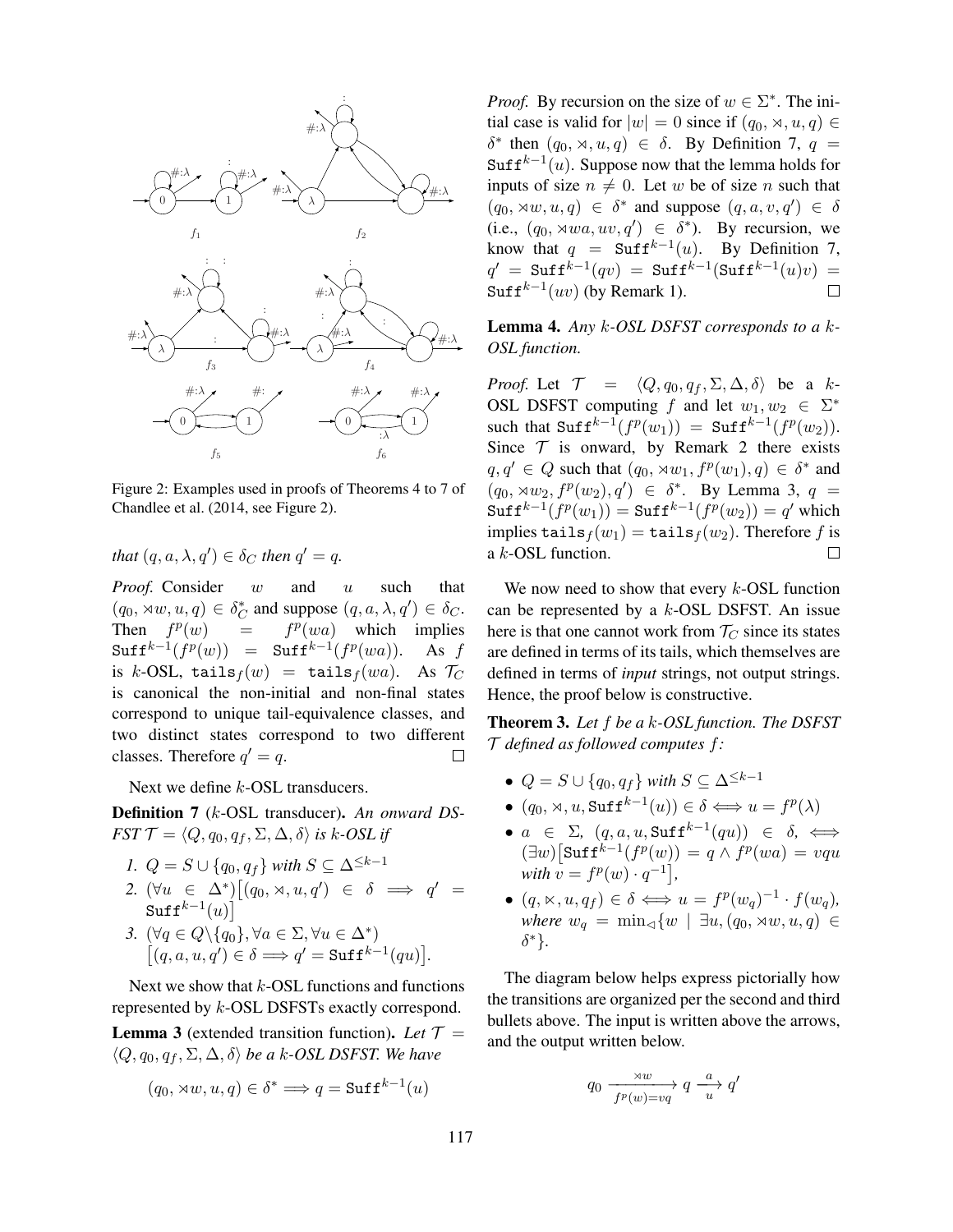Figure 2: Examples used in proofs of Theorems 4 to 7 of Chandlee et al. (2014, see Figure 2).

*that* $(q, a, \lambda, q') \in \delta_C$ *then* $q' = q$.

*Proof.* Consider $w$ and $u$ such that $(q_0, \rtimes w, u, q) \in \delta^*_C$ and suppose $(q, a, \lambda, q') \in \delta_C$. Then $f^p(w) = f^p(wa)$ which implies $\mathtt{Suff}^{k-1}(f^p(w)) = \mathtt{Suff}^{k-1}(f^p(wa))$. As $f$ is $k$-OSL, $\mathtt{tails}_f(w) = \mathtt{tails}_f(wa)$. As $\mathcal{T}_C$ is canonical the non-initial and non-final states correspond to unique tail-equivalence classes, and two distinct states correspond to two different classes. Therefore $q' = q$. □

Next we define $k$-OSL transducers.

**Definition 7** ($k$-OSL transducer)**.** *An onward DSFST* $\mathcal{T} = \langle Q, q_0, q_f, \Sigma, \Delta, \delta\rangle$ *is* $k$*-OSL if*

1. $Q = S \cup \{q_0, q_f\}$ *with* $S \subseteq \Delta^{\leq k-1}$
2. $(\forall u \in \Delta^*)\big[(q_0, \rtimes, u, q') \in \delta \implies q' = \mathtt{Suff}^{k-1}(u)\big]$
3. $(\forall q \in Q\backslash\{q_0\}, \forall a \in \Sigma, \forall u \in \Delta^*)$ $\big[(q, a, u, q') \in \delta \implies q' = \mathtt{Suff}^{k-1}(qu)\big]$.

Next we show that $k$-OSL functions and functions represented by $k$-OSL DSFSTs exactly correspond.

**Lemma 3** (extended transition function)**.** *Let* $\mathcal{T} = \langle Q, q_0, q_f, \Sigma, \Delta, \delta\rangle$ *be a* $k$*-OSL DSFST. We have*

$$(q_0, \rtimes w, u, q) \in \delta^* \implies q = \mathtt{Suff}^{k-1}(u)$$

*Proof.* By recursion on the size of $w \in \Sigma^*$. The initial case is valid for $|w| = 0$ since if $(q_0, \rtimes, u, q) \in \delta^*$ then $(q_0, \rtimes, u, q) \in \delta$. By Definition 7, $q = \mathtt{Suff}^{k-1}(u)$. Suppose now that the lemma holds for inputs of size $n \neq 0$. Let $w$ be of size $n$ such that $(q_0, \rtimes w, u, q) \in \delta^*$ and suppose $(q, a, v, q') \in \delta$ (i.e., $(q_0, \rtimes wa, uv, q') \in \delta^*$). By recursion, we know that $q = \mathtt{Suff}^{k-1}(u)$. By Definition 7, $q' = \mathtt{Suff}^{k-1}(qv) = \mathtt{Suff}^{k-1}(\mathtt{Suff}^{k-1}(u)v) = \mathtt{Suff}^{k-1}(uv)$ (by Remark 1). □

**Lemma 4.** *Any* $k$*-OSL DSFST corresponds to a* $k$*-OSL function.*

*Proof.* Let $\mathcal{T} = \langle Q, q_0, q_f, \Sigma, \Delta, \delta\rangle$ be a $k$-OSL DSFST computing $f$ and let $w_1, w_2 \in \Sigma^*$ such that $\mathtt{Suff}^{k-1}(f^p(w_1)) = \mathtt{Suff}^{k-1}(f^p(w_2))$. Since $\mathcal{T}$ is onward, by Remark 2 there exists $q, q' \in Q$ such that $(q_0, \rtimes w_1, f^p(w_1), q) \in \delta^*$ and $(q_0, \rtimes w_2, f^p(w_2), q') \in \delta^*$. By Lemma 3, $q = \mathtt{Suff}^{k-1}(f^p(w_1)) = \mathtt{Suff}^{k-1}(f^p(w_2)) = q'$ which implies $\mathtt{tails}_f(w_1) = \mathtt{tails}_f(w_2)$. Therefore $f$ is a $k$-OSL function. □

We now need to show that every $k$-OSL function can be represented by a $k$-OSL DSFST. An issue here is that one cannot work from $\mathcal{T}_C$ since its states are defined in terms of its tails, which themselves are defined in terms of *input* strings, not output strings. Hence, the proof below is constructive.

**Theorem 3.** *Let* $f$ *be a* $k$*-OSL function. The DSFST* $\mathcal{T}$ *defined as followed computes* $f$*:*

- $Q = S \cup \{q_0, q_f\}$ *with* $S \subseteq \Delta^{\leq k-1}$
- $(q_0, \rtimes, u, \mathtt{Suff}^{k-1}(u)) \in \delta \iff u = f^p(\lambda)$
- $a \in \Sigma$*,* $(q, a, u, \mathtt{Suff}^{k-1}(qu)) \in \delta$*,* $\iff$ $(\exists w)\big[\mathtt{Suff}^{k-1}(f^p(w)) = q \wedge f^p(wa) = vqu$ *with* $v = f^p(w) \cdot q^{-1}\big]$*,*
- $(q, \ltimes, u, q_f) \in \delta \iff u = f^p(w_q)^{-1} \cdot f(w_q)$*, where* $w_q = \min_\triangleleft\{w \mid \exists u, (q_0, \rtimes w, u, q) \in \delta^*\}$.

The diagram below helps express pictorially how the transitions are organized per the second and third bullets above. The input is written above the arrows, and the output written below.

$$q_0 \xrightarrow[f^p(w)=vq]{\rtimes w} q \xrightarrow[u]{a} q'$$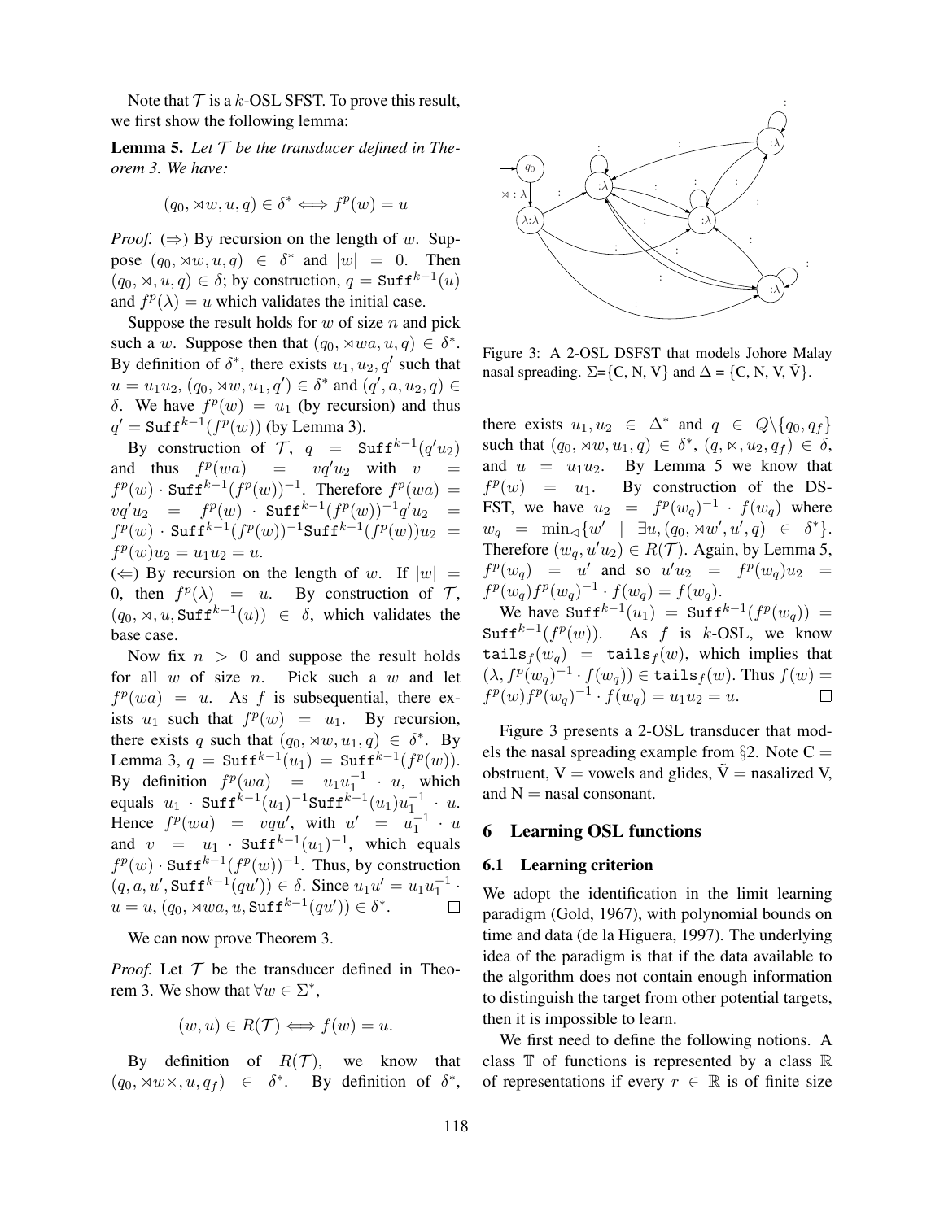Note that $\mathcal{T}$ is a $k$-OSL SFST. To prove this result, we first show the following lemma:

**Lemma 5.** *Let $\mathcal{T}$ be the transducer defined in Theorem 3. We have:*

$$(q_0, \rtimes w, u, q) \in \delta^* \iff f^p(w) = u$$

*Proof.* ($\Rightarrow$) By recursion on the length of $w$. Suppose $(q_0, \rtimes w, u, q) \in \delta^*$ and $|w| = 0$. Then $(q_0, \rtimes, u, q) \in \delta$; by construction, $q = \texttt{Suff}^{k-1}(u)$ and $f^p(\lambda) = u$ which validates the initial case.

Suppose the result holds for $w$ of size $n$ and pick such a $w$. Suppose then that $(q_0, \rtimes wa, u, q) \in \delta^*$. By definition of $\delta^*$, there exists $u_1, u_2, q'$ such that $u = u_1 u_2$, $(q_0, \rtimes w, u_1, q') \in \delta^*$ and $(q', a, u_2, q) \in \delta$. We have $f^p(w) = u_1$ (by recursion) and thus $q' = \texttt{Suff}^{k-1}(f^p(w))$ (by Lemma 3).

By construction of $\mathcal{T}$, $q = \texttt{Suff}^{k-1}(q' u_2)$ and thus $f^p(wa) = v q' u_2$ with $v = f^p(w) \cdot \texttt{Suff}^{k-1}(f^p(w))^{-1}$. Therefore $f^p(wa) = v q' u_2 = f^p(w) \cdot \texttt{Suff}^{k-1}(f^p(w))^{-1} q' u_2 = f^p(w) \cdot \texttt{Suff}^{k-1}(f^p(w))^{-1} \texttt{Suff}^{k-1}(f^p(w)) u_2 = f^p(w) u_2 = u_1 u_2 = u$.

($\Leftarrow$) By recursion on the length of $w$. If $|w| = 0$, then $f^p(\lambda) = u$. By construction of $\mathcal{T}$, $(q_0, \rtimes, u, \texttt{Suff}^{k-1}(u)) \in \delta$, which validates the base case.

Now fix $n > 0$ and suppose the result holds for all $w$ of size $n$. Pick such a $w$ and let $f^p(wa) = u$. As $f$ is subsequential, there exists $u_1$ such that $f^p(w) = u_1$. By recursion, there exists $q$ such that $(q_0, \rtimes w, u_1, q) \in \delta^*$. By Lemma 3, $q = \texttt{Suff}^{k-1}(u_1) = \texttt{Suff}^{k-1}(f^p(w))$. By definition $f^p(wa) = u_1 u_1^{-1} \cdot u$, which equals $u_1 \cdot \texttt{Suff}^{k-1}(u_1)^{-1} \texttt{Suff}^{k-1}(u_1) u_1^{-1} \cdot u$. Hence $f^p(wa) = v q u'$, with $u' = u_1^{-1} \cdot u$ and $v = u_1 \cdot \texttt{Suff}^{k-1}(u_1)^{-1}$, which equals $f^p(w) \cdot \texttt{Suff}^{k-1}(f^p(w))^{-1}$. Thus, by construction $(q, a, u', \texttt{Suff}^{k-1}(q u')) \in \delta$. Since $u_1 u' = u_1 u_1^{-1} \cdot u = u$, $(q_0, \rtimes wa, u, \texttt{Suff}^{k-1}(q u')) \in \delta^*$. $\square$

We can now prove Theorem 3.

*Proof.* Let $\mathcal{T}$ be the transducer defined in Theorem 3. We show that $\forall w \in \Sigma^*$,

$$(w, u) \in R(\mathcal{T}) \iff f(w) = u.$$

By definition of $R(\mathcal{T})$, we know that $(q_0, \rtimes w \ltimes, u, q_f) \in \delta^*$. By definition of $\delta^*$, there exists $u_1, u_2 \in \Delta^*$ and $q \in Q \backslash \{q_0, q_f\}$ such that $(q_0, \rtimes w, u_1, q) \in \delta^*$, $(q, \ltimes, u_2, q_f) \in \delta$, and $u = u_1 u_2$. By Lemma 5 we know that $f^p(w) = u_1$. By construction of the DSFST, we have $u_2 = f^p(w_q)^{-1} \cdot f(w_q)$ where $w_q = \min_{\triangleleft}\{w' \mid \exists u, (q_0, \rtimes w', u', q) \in \delta^*\}$. Therefore $(w_q, u' u_2) \in R(\mathcal{T})$. Again, by Lemma 5, $f^p(w_q) = u'$ and so $u' u_2 = f^p(w_q) u_2 = f^p(w_q) f^p(w_q)^{-1} \cdot f(w_q) = f(w_q)$.

We have $\texttt{Suff}^{k-1}(u_1) = \texttt{Suff}^{k-1}(f^p(w_q)) = \texttt{Suff}^{k-1}(f^p(w))$. As $f$ is $k$-OSL, we know $\texttt{tails}_f(w_q) = \texttt{tails}_f(w)$, which implies that $(\lambda, f^p(w_q)^{-1} \cdot f(w_q)) \in \texttt{tails}_f(w)$. Thus $f(w) = f^p(w) f^p(w_q)^{-1} \cdot f(w_q) = u_1 u_2 = u$. $\square$

Figure 3: A 2-OSL DSFST that models Johore Malay nasal spreading. $\Sigma$={C, N, V} and $\Delta$ = {C, N, V, $\tilde{\text{V}}$}.

Figure 3 presents a 2-OSL transducer that models the nasal spreading example from §2. Note C = obstruent, V = vowels and glides, $\tilde{\text{V}}$ = nasalized V, and N = nasal consonant.

## 6 Learning OSL functions

### 6.1 Learning criterion

We adopt the identification in the limit learning paradigm (Gold, 1967), with polynomial bounds on time and data (de la Higuera, 1997). The underlying idea of the paradigm is that if the data available to the algorithm does not contain enough information to distinguish the target from other potential targets, then it is impossible to learn.

We first need to define the following notions. A class $\mathbb{T}$ of functions is represented by a class $\mathbb{R}$ of representations if every $r \in \mathbb{R}$ is of finite size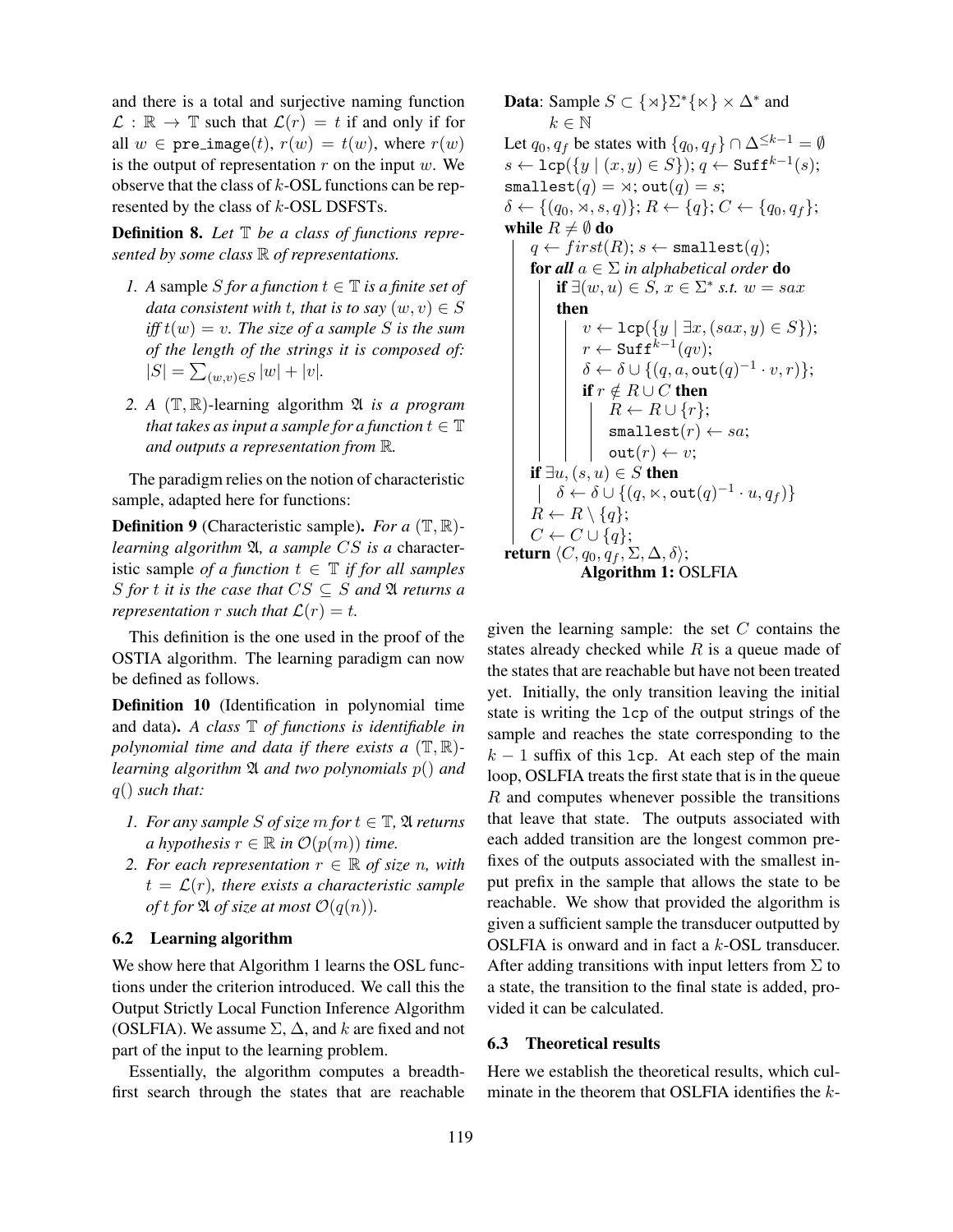and there is a total and surjective naming function $\mathcal{L} : \mathbb{R} \to \mathbb{T}$ such that $\mathcal{L}(r) = t$ if and only if for all $w \in \texttt{pre\_image}(t)$, $r(w) = t(w)$, where $r(w)$ is the output of representation $r$ on the input $w$. We observe that the class of $k$-OSL functions can be represented by the class of $k$-OSL DSFSTs.

**Definition 8.** *Let $\mathbb{T}$ be a class of functions represented by some class $\mathbb{R}$ of representations.*

1. *A* sample *$S$ for a function $t \in \mathbb{T}$ is a finite set of data consistent with $t$, that is to say $(w, v) \in S$ iff $t(w) = v$. The size of a sample $S$ is the sum of the length of the strings it is composed of: $|S| = \sum_{(w,v)\in S} |w| + |v|$.*
2. *A $(\mathbb{T}, \mathbb{R})$-learning algorithm $\mathfrak{A}$ is a program that takes as input a sample for a function $t \in \mathbb{T}$ and outputs a representation from $\mathbb{R}$.*

The paradigm relies on the notion of characteristic sample, adapted here for functions:

**Definition 9** (Characteristic sample)**.** *For a $(\mathbb{T}, \mathbb{R})$-learning algorithm $\mathfrak{A}$, a sample $CS$ is a* characteristic sample *of a function $t \in \mathbb{T}$ if for all samples $S$ for $t$ it is the case that $CS \subseteq S$ and $\mathfrak{A}$ returns a representation $r$ such that $\mathcal{L}(r) = t$.*

This definition is the one used in the proof of the OSTIA algorithm. The learning paradigm can now be defined as follows.

**Definition 10** (Identification in polynomial time and data)**.** *A class $\mathbb{T}$ of functions is identifiable in polynomial time and data if there exists a $(\mathbb{T}, \mathbb{R})$-learning algorithm $\mathfrak{A}$ and two polynomials $p()$ and $q()$ such that:*

1. *For any sample $S$ of size $m$ for $t \in \mathbb{T}$, $\mathfrak{A}$ returns a hypothesis $r \in \mathbb{R}$ in $\mathcal{O}(p(m))$ time.*
2. *For each representation $r \in \mathbb{R}$ of size $n$, with $t = \mathcal{L}(r)$, there exists a characteristic sample of $t$ for $\mathfrak{A}$ of size at most $\mathcal{O}(q(n))$.*

### 6.2 Learning algorithm

We show here that Algorithm 1 learns the OSL functions under the criterion introduced. We call this the Output Strictly Local Function Inference Algorithm (OSLFIA). We assume $\Sigma$, $\Delta$, and $k$ are fixed and not part of the input to the learning problem.

Essentially, the algorithm computes a breadth-first search through the states that are reachable given the learning sample: the set $C$ contains the states already checked while $R$ is a queue made of the states that are reachable but have not been treated yet. Initially, the only transition leaving the initial state is writing the `lcp` of the output strings of the sample and reaches the state corresponding to the $k-1$ suffix of this `lcp`. At each step of the main loop, OSLFIA treats the first state that is in the queue $R$ and computes whenever possible the transitions that leave that state. The outputs associated with each added transition are the longest common prefixes of the outputs associated with the smallest input prefix in the sample that allows the state to be reachable. We show that provided the algorithm is given a sufficient sample the transducer outputted by OSLFIA is onward and in fact a $k$-OSL transducer. After adding transitions with input letters from $\Sigma$ to a state, the transition to the final state is added, provided it can be calculated.

```
Data: Sample S ⊂ {⋊}Σ*{⋉} × Δ* and k ∈ ℕ
Let q0, qf be states with {q0, qf} ∩ Δ^{≤k-1} = ∅
s ← lcp({y | (x, y) ∈ S}); q ← Suff^{k-1}(s);
smallest(q) = ⋊; out(q) = s;
δ ← {(q0, ⋊, s, q)}; R ← {q}; C ← {q0, qf};
while R ≠ ∅ do
    q ← first(R); s ← smallest(q);
    for all a ∈ Σ in alphabetical order do
        if ∃(w, u) ∈ S, x ∈ Σ* s.t. w = sax then
            v ← lcp({y | ∃x, (sax, y) ∈ S});
            r ← Suff^{k-1}(qv);
            δ ← δ ∪ {(q, a, out(q)^{-1} · v, r)};
            if r ∉ R ∪ C then
                R ← R ∪ {r};
                smallest(r) ← sa;
                out(r) ← v;
    if ∃u, (s, u) ∈ S then
        δ ← δ ∪ {(q, ⋉, out(q)^{-1} · u, qf)}
    R ← R \ {q};
    C ← C ∪ {q};
return ⟨C, q0, qf, Σ, Δ, δ⟩;
```

**Algorithm 1:** OSLFIA

### 6.3 Theoretical results

Here we establish the theoretical results, which culminate in the theorem that OSLFIA identifies the $k$-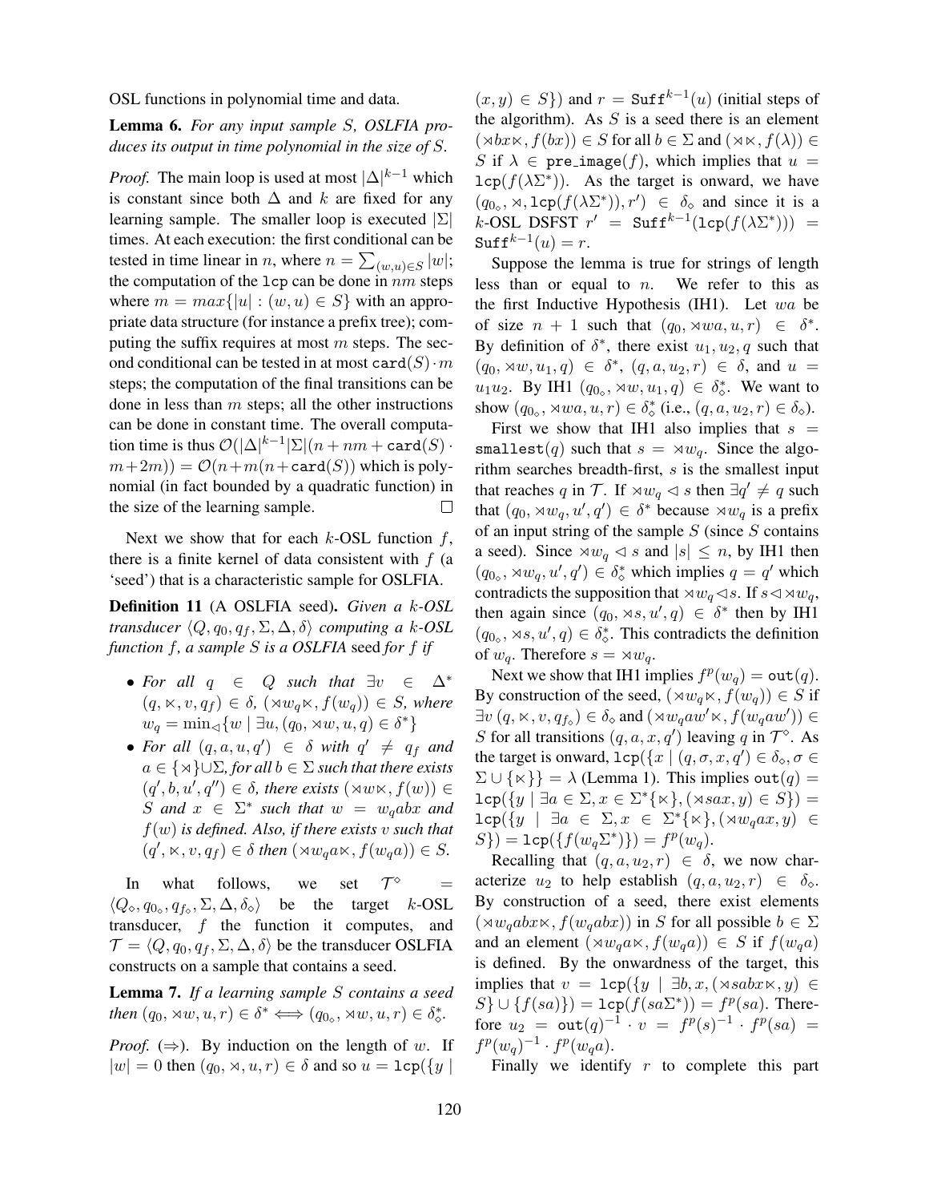OSL functions in polynomial time and data.

**Lemma 6.** *For any input sample $S$, OSLFIA produces its output in time polynomial in the size of $S$.*

*Proof.* The main loop is used at most $|\Delta|^{k-1}$ which is constant since both $\Delta$ and $k$ are fixed for any learning sample. The smaller loop is executed $|\Sigma|$ times. At each execution: the first conditional can be tested in time linear in $n$, where $n = \sum_{(w,u)\in S} |w|$; the computation of the $\texttt{lcp}$ can be done in $nm$ steps where $m = max\{|u| : (w, u) \in S\}$ with an appropriate data structure (for instance a prefix tree); computing the suffix requires at most $m$ steps. The second conditional can be tested in at most $\texttt{card}(S)\cdot m$ steps; the computation of the final transitions can be done in less than $m$ steps; all the other instructions can be done in constant time. The overall computation time is thus $\mathcal{O}(|\Delta|^{k-1}|\Sigma|(n + nm + \texttt{card}(S)\cdot m+2m)) = \mathcal{O}(n+m(n+\texttt{card}(S))$ which is polynomial (in fact bounded by a quadratic function) in the size of the learning sample. □

Next we show that for each $k$-OSL function $f$, there is a finite kernel of data consistent with $f$ (a 'seed') that is a characteristic sample for OSLFIA.

**Definition 11** (A OSLFIA seed)**.** *Given a $k$-OSL transducer $\langle Q, q_0, q_f, \Sigma, \Delta, \delta\rangle$ computing a $k$-OSL function $f$, a sample $S$ is a OSLFIA* seed *for $f$ if*

- *For all $q \in Q$ such that $\exists v \in \Delta^*$ $(q, \ltimes, v, q_f) \in \delta$, $(\rtimes w_q\ltimes, f(w_q)) \in S$, where $w_q = \min_{\triangleleft}\{w \mid \exists u, (q_0, \rtimes w, u, q) \in \delta^*\}$*
- *For all $(q, a, u, q') \in \delta$ with $q' \neq q_f$ and $a \in \{\rtimes\}\cup\Sigma$, for all $b \in \Sigma$ such that there exists $(q', b, u', q'') \in \delta$, there exists $(\rtimes w\ltimes, f(w)) \in S$ and $x \in \Sigma^*$ such that $w = w_qabx$ and $f(w)$ is defined. Also, if there exists $v$ such that $(q', \ltimes, v, q_f) \in \delta$ then $(\rtimes w_qa\ltimes, f(w_qa)) \in S$.*

In what follows, we set $\mathcal{T}^\diamond = \langle Q_\diamond, q_{0_\diamond}, q_{f_\diamond}, \Sigma, \Delta, \delta_\diamond\rangle$ be the target $k$-OSL transducer, $f$ the function it computes, and $\mathcal{T} = \langle Q, q_0, q_f, \Sigma, \Delta, \delta\rangle$ be the transducer OSLFIA constructs on a sample that contains a seed.

**Lemma 7.** *If a learning sample $S$ contains a seed then $(q_0, \rtimes w, u, r) \in \delta^* \iff (q_{0_\diamond}, \rtimes w, u, r) \in \delta^*_\diamond$.*

*Proof.* ($\Rightarrow$). By induction on the length of $w$. If $|w| = 0$ then $(q_0, \rtimes, u, r) \in \delta$ and so $u = \texttt{lcp}(\{y \mid (x, y) \in S\})$ and $r = \texttt{Suff}^{k-1}(u)$ (initial steps of the algorithm). As $S$ is a seed there is an element $(\rtimes bx\ltimes, f(bx)) \in S$ for all $b \in \Sigma$ and $(\rtimes\ltimes, f(\lambda)) \in S$ if $\lambda \in \texttt{pre\_image}(f)$, which implies that $u = \texttt{lcp}(f(\lambda\Sigma^*))$. As the target is onward, we have $(q_{0_\diamond}, \rtimes, \texttt{lcp}(f(\lambda\Sigma^*)), r') \in \delta_\diamond$ and since it is a $k$-OSL DSFST $r' = \texttt{Suff}^{k-1}(\texttt{lcp}(f(\lambda\Sigma^*))) = \texttt{Suff}^{k-1}(u) = r$.

Suppose the lemma is true for strings of length less than or equal to $n$. We refer to this as the first Inductive Hypothesis (IH1). Let $wa$ be of size $n + 1$ such that $(q_0, \rtimes wa, u, r) \in \delta^*$. By definition of $\delta^*$, there exist $u_1, u_2, q$ such that $(q_0, \rtimes w, u_1, q) \in \delta^*$, $(q, a, u_2, r) \in \delta$, and $u = u_1u_2$. By IH1 $(q_{0_\diamond}, \rtimes w, u_1, q) \in \delta^*_\diamond$. We want to show $(q_{0_\diamond}, \rtimes wa, u, r) \in \delta^*_\diamond$ (i.e., $(q, a, u_2, r) \in \delta_\diamond$).

First we show that IH1 also implies that $s = \texttt{smallest}(q)$ such that $s = \rtimes w_q$. Since the algorithm searches breadth-first, $s$ is the smallest input that reaches $q$ in $\mathcal{T}$. If $\rtimes w_q \triangleleft s$ then $\exists q' \neq q$ such that $(q_0, \rtimes w_q, u', q') \in \delta^*$ because $\rtimes w_q$ is a prefix of an input string of the sample $S$ (since $S$ contains a seed). Since $\rtimes w_q \triangleleft s$ and $|s| \leq n$, by IH1 then $(q_{0_\diamond}, \rtimes w_q, u', q') \in \delta^*_\diamond$ which implies $q = q'$ which contradicts the supposition that $\rtimes w_q \triangleleft s$. If $s \triangleleft \rtimes w_q$, then again since $(q_0, \rtimes s, u', q) \in \delta^*$ then by IH1 $(q_{0_\diamond}, \rtimes s, u', q) \in \delta^*_\diamond$. This contradicts the definition of $w_q$. Therefore $s = \rtimes w_q$.

Next we show that IH1 implies $f^p(w_q) = \texttt{out}(q)$. By construction of the seed, $(\rtimes w_q\ltimes, f(w_q)) \in S$ if $\exists v\, (q, \ltimes, v, q_{f_\diamond}) \in \delta_\diamond$ and $(\rtimes w_qaw'\ltimes, f(w_qaw')) \in S$ for all transitions $(q, a, x, q')$ leaving $q$ in $\mathcal{T}^\diamond$. As the target is onward, $\texttt{lcp}(\{x \mid (q, \sigma, x, q') \in \delta_\diamond, \sigma \in \Sigma \cup \{\ltimes\}\} = \lambda$ (Lemma 1). This implies $\texttt{out}(q) = \texttt{lcp}(\{y \mid \exists a \in \Sigma, x \in \Sigma^*\{\ltimes\}, (\rtimes sax, y) \in S\}) = \texttt{lcp}(\{y \mid \exists a \in \Sigma, x \in \Sigma^*\{\ltimes\}, (\rtimes w_qax, y) \in S\}) = \texttt{lcp}(\{f(w_q\Sigma^*)\}) = f^p(w_q)$.

Recalling that $(q, a, u_2, r) \in \delta$, we now characterize $u_2$ to help establish $(q, a, u_2, r) \in \delta_\diamond$. By construction of a seed, there exist elements $(\rtimes w_qabx\ltimes, f(w_qabx))$ in $S$ for all possible $b \in \Sigma$ and an element $(\rtimes w_qa\ltimes, f(w_qa)) \in S$ if $f(w_qa)$ is defined. By the onwardness of the target, this implies that $v = \texttt{lcp}(\{y \mid \exists b, x, (\rtimes sabx\ltimes, y) \in S\} \cup \{f(sa)\}) = \texttt{lcp}(f(sa\Sigma^*)) = f^p(sa)$. Therefore $u_2 = \texttt{out}(q)^{-1} \cdot v = f^p(s)^{-1} \cdot f^p(sa) = f^p(w_q)^{-1} \cdot f^p(w_qa)$.

Finally we identify $r$ to complete this part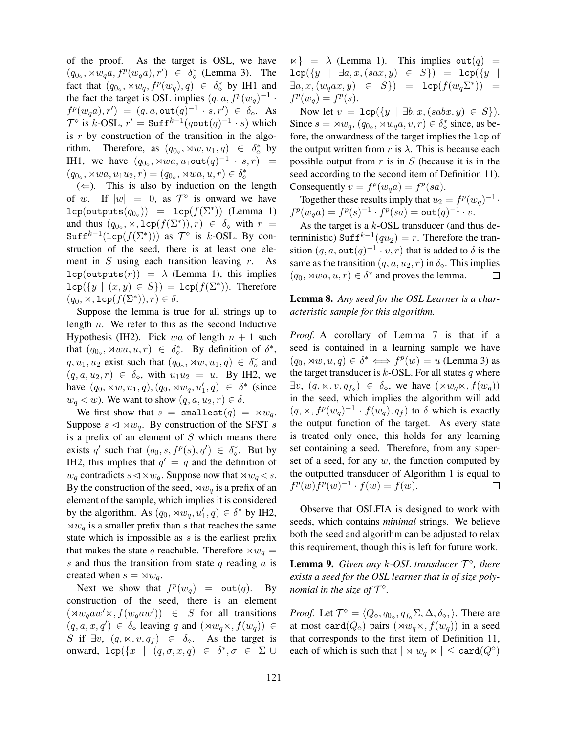of the proof. As the target is OSL, we have $(q_{0_\diamond}, \rtimes w_q a, f^p(w_q a), r') \in \delta_\diamond^*$ (Lemma 3). The fact that $(q_{0_\diamond}, \rtimes w_q, f^p(w_q), q) \in \delta_\diamond^*$ by IH1 and the fact the target is OSL implies $(q, a, f^p(w_q)^{-1} \cdot f^p(w_q a), r') = (q, a, \mathtt{out}(q)^{-1} \cdot s, r') \in \delta_\diamond$. As $\mathcal{T}^\diamond$ is $k$-OSL, $r' = \mathtt{Suff}^{k-1}(q\mathtt{out}(q)^{-1} \cdot s)$ which is $r$ by construction of the transition in the algorithm. Therefore, as $(q_{0_\diamond}, \rtimes w, u_1, q) \in \delta_\diamond^*$ by IH1, we have $(q_{0_\diamond}, \rtimes wa, u_1 \mathtt{out}(q)^{-1} \cdot s, r) = (q_{0_\diamond}, \rtimes wa, u_1 u_2, r) = (q_{0_\diamond}, \rtimes wa, u, r) \in \delta_\diamond^*$

($\Leftarrow$). This is also by induction on the length of $w$. If $|w| = 0$, as $\mathcal{T}^\diamond$ is onward we have $\mathtt{lcp}(\mathtt{outputs}(q_{0_\diamond})) = \mathtt{lcp}(f(\Sigma^*))$ (Lemma 1) and thus $(q_{0_\diamond}, \rtimes, \mathtt{lcp}(f(\Sigma^*)), r) \in \delta_\diamond$ with $r = \mathtt{Suff}^{k-1}(\mathtt{lcp}(f(\Sigma^*)))$ as $\mathcal{T}^\diamond$ is $k$-OSL. By construction of the seed, there is at least one element in $S$ using each transition leaving $r$. As $\mathtt{lcp}(\mathtt{outputs}(r)) = \lambda$ (Lemma 1), this implies $\mathtt{lcp}(\{y \mid (x, y) \in S\}) = \mathtt{lcp}(f(\Sigma^*))$. Therefore $(q_0, \rtimes, \mathtt{lcp}(f(\Sigma^*)), r) \in \delta$.

Suppose the lemma is true for all strings up to length $n$. We refer to this as the second Inductive Hypothesis (IH2). Pick $wa$ of length $n+1$ such that $(q_{0_\diamond}, \rtimes wa, u, r) \in \delta_\diamond^*$. By definition of $\delta^*$, $q, u_1, u_2$ exist such that $(q_{0_\diamond}, \rtimes w, u_1, q) \in \delta_\diamond^*$ and $(q, a, u_2, r) \in \delta_\diamond$, with $u_1 u_2 = u$. By IH2, we have $(q_0, \rtimes w, u_1, q), (q_0, \rtimes w_q, u_1', q) \in \delta^*$ (since $w_q \lhd w$). We want to show $(q, a, u_2, r) \in \delta$.

We first show that $s = \mathtt{smallest}(q) = \rtimes w_q$. Suppose $s \lhd \rtimes w_q$. By construction of the SFST $s$ is a prefix of an element of $S$ which means there exists $q'$ such that $(q_0, s, f^p(s), q') \in \delta_\diamond^*$. But by IH2, this implies that $q' = q$ and the definition of $w_q$ contradicts $s \lhd \rtimes w_q$. Suppose now that $\rtimes w_q \lhd s$. By the construction of the seed, $\rtimes w_q$ is a prefix of an element of the sample, which implies it is considered by the algorithm. As $(q_0, \rtimes w_q, u_1', q) \in \delta^*$ by IH2, $\rtimes w_q$ is a smaller prefix than $s$ that reaches the same state which is impossible as $s$ is the earliest prefix that makes the state $q$ reachable. Therefore $\rtimes w_q = s$ and thus the transition from state $q$ reading $a$ is created when $s = \rtimes w_q$.

Next we show that $f^p(w_q) = \mathtt{out}(q)$. By construction of the seed, there is an element $(\rtimes w_q a w' \ltimes, f(w_q a w')) \in S$ for all transitions $(q, a, x, q') \in \delta_\diamond$ leaving $q$ and $(\rtimes w_q \ltimes, f(w_q)) \in S$ if $\exists v, (q, \ltimes, v, q_f) \in \delta_\diamond$. As the target is onward, $\mathtt{lcp}(\{x \mid (q, \sigma, x, q) \in \delta^*, \sigma \in \Sigma \cup \ltimes\} = \lambda$ (Lemma 1). This implies $\mathtt{out}(q) = \mathtt{lcp}(\{y \mid \exists a, x, (sax, y) \in S\}) = \mathtt{lcp}(\{y \mid \exists a, x, (w_q a x, y) \in S\}) = \mathtt{lcp}(f(w_q \Sigma^*)) = f^p(w_q) = f^p(s)$.

Now let $v = \mathtt{lcp}(\{y \mid \exists b, x, (sabx, y) \in S\})$. Since $s = \rtimes w_q$, $(q_{0_\diamond}, \rtimes w_q a, v, r) \in \delta_\diamond^*$ since, as before, the onwardness of the target implies the lcp of the output written from $r$ is $\lambda$. This is because each possible output from $r$ is in $S$ (because it is in the seed according to the second item of Definition 11). Consequently $v = f^p(w_q a) = f^p(sa)$.

Together these results imply that $u_2 = f^p(w_q)^{-1} \cdot f^p(w_q a) = f^p(s)^{-1} \cdot f^p(sa) = \mathtt{out}(q)^{-1} \cdot v$.

As the target is a $k$-OSL transducer (and thus deterministic) $\mathtt{Suff}^{k-1}(qu_2) = r$. Therefore the transition $(q, a, \mathtt{out}(q)^{-1} \cdot v, r)$ that is added to $\delta$ is the same as the transition $(q, a, u_2, r)$ in $\delta_\diamond$. This implies $(q_0, \rtimes wa, u, r) \in \delta^*$ and proves the lemma. $\square$

**Lemma 8.** *Any seed for the OSL Learner is a characteristic sample for this algorithm.*

*Proof.* A corollary of Lemma 7 is that if a seed is contained in a learning sample we have $(q_0, \rtimes w, u, q) \in \delta^* \iff f^p(w) = u$ (Lemma 3) as the target transducer is $k$-OSL. For all states $q$ where $\exists v, (q, \ltimes, v, q_{f_\diamond}) \in \delta_\diamond$, we have $(\rtimes w_q \ltimes, f(w_q))$ in the seed, which implies the algorithm will add $(q, \ltimes, f^p(w_q)^{-1} \cdot f(w_q), q_f)$ to $\delta$ which is exactly the output function of the target. As every state is treated only once, this holds for any learning set containing a seed. Therefore, from any superset of a seed, for any $w$, the function computed by the outputted transducer of Algorithm 1 is equal to $f^p(w) f^p(w)^{-1} \cdot f(w) = f(w)$. $\square$

Observe that OSLFIA is designed to work with seeds, which contains *minimal* strings. We believe both the seed and algorithm can be adjusted to relax this requirement, though this is left for future work.

**Lemma 9.** *Given any $k$-OSL transducer $\mathcal{T}^\diamond$, there exists a seed for the OSL learner that is of size polynomial in the size of $\mathcal{T}^\diamond$.*

*Proof.* Let $\mathcal{T}^\diamond = \langle Q_\diamond, q_{0_\diamond}, q_{f_\diamond} \Sigma, \Delta, \delta_\diamond, \rangle$. There are at most $\mathtt{card}(Q_\diamond)$ pairs $(\rtimes w_q \ltimes, f(w_q))$ in a seed that corresponds to the first item of Definition 11, each of which is such that $|\rtimes w_q \ltimes| \leq \mathtt{card}(Q^\diamond)$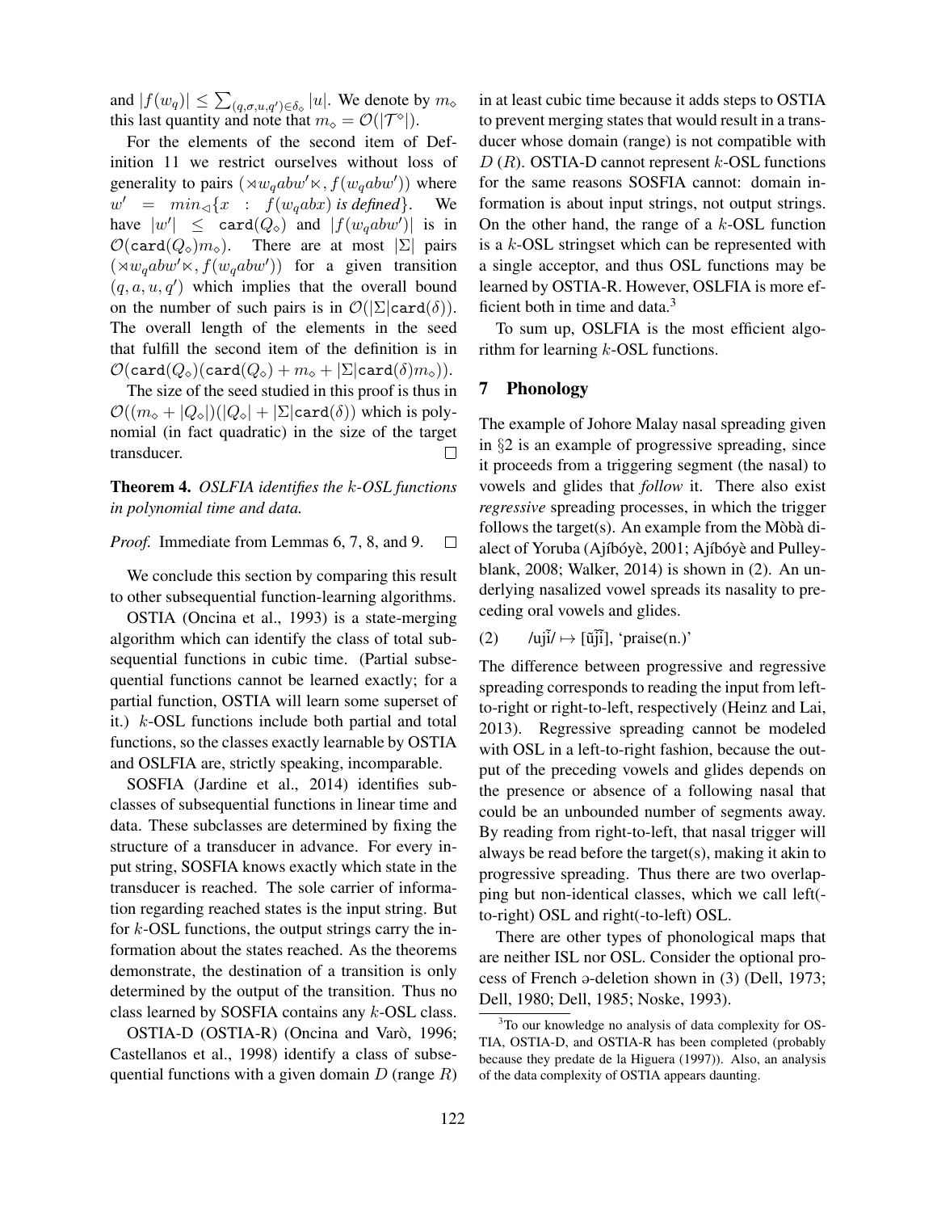and $|f(w_q)| \leq \sum_{(q,\sigma,u,q') \in \delta_\diamond} |u|$. We denote by $m_\diamond$ this last quantity and note that $m_\diamond = \mathcal{O}(|\mathcal{T}^\diamond|)$.

For the elements of the second item of Definition 11 we restrict ourselves without loss of generality to pairs $(\rtimes w_q abw' \ltimes, f(w_q abw'))$ where $w' = min_\triangleleft\{x : f(w_q abx) \textit{ is defined}\}$. We have $|w'| \leq \texttt{card}(Q_\diamond)$ and $|f(w_q abw')|$ is in $\mathcal{O}(\texttt{card}(Q_\diamond)m_\diamond)$. There are at most $|\Sigma|$ pairs $(\rtimes w_q abw' \ltimes, f(w_q abw'))$ for a given transition $(q, a, u, q')$ which implies that the overall bound on the number of such pairs is in $\mathcal{O}(|\Sigma|\texttt{card}(\delta))$. The overall length of the elements in the seed that fulfill the second item of the definition is in $\mathcal{O}(\texttt{card}(Q_\diamond)(\texttt{card}(Q_\diamond) + m_\diamond + |\Sigma|\texttt{card}(\delta)m_\diamond))$.

The size of the seed studied in this proof is thus in $\mathcal{O}((m_\diamond + |Q_\diamond|)(|Q_\diamond| + |\Sigma|\texttt{card}(\delta))$ which is polynomial (in fact quadratic) in the size of the target transducer. □

**Theorem 4.** *OSLFIA identifies the $k$-OSL functions in polynomial time and data.*

*Proof.* Immediate from Lemmas 6, 7, 8, and 9. □

We conclude this section by comparing this result to other subsequential function-learning algorithms.

OSTIA (Oncina et al., 1993) is a state-merging algorithm which can identify the class of total subsequential functions in cubic time. (Partial subsequential functions cannot be learned exactly; for a partial function, OSTIA will learn some superset of it.) $k$-OSL functions include both partial and total functions, so the classes exactly learnable by OSTIA and OSLFIA are, strictly speaking, incomparable.

SOSFIA (Jardine et al., 2014) identifies subclasses of subsequential functions in linear time and data. These subclasses are determined by fixing the structure of a transducer in advance. For every input string, SOSFIA knows exactly which state in the transducer is reached. The sole carrier of information regarding reached states is the input string. But for $k$-OSL functions, the output strings carry the information about the states reached. As the theorems demonstrate, the destination of a transition is only determined by the output of the transition. Thus no class learned by SOSFIA contains any $k$-OSL class.

OSTIA-D (OSTIA-R) (Oncina and Varò, 1996; Castellanos et al., 1998) identify a class of subsequential functions with a given domain $D$ (range $R$) in at least cubic time because it adds steps to OSTIA to prevent merging states that would result in a transducer whose domain (range) is not compatible with $D$ ($R$). OSTIA-D cannot represent $k$-OSL functions for the same reasons SOSFIA cannot: domain information is about input strings, not output strings. On the other hand, the range of a $k$-OSL function is a $k$-OSL stringset which can be represented with a single acceptor, and thus OSL functions may be learned by OSTIA-R. However, OSLFIA is more efficient both in time and data.[3]

To sum up, OSLFIA is the most efficient algorithm for learning $k$-OSL functions.

## 7 Phonology

The example of Johore Malay nasal spreading given in §2 is an example of progressive spreading, since it proceeds from a triggering segment (the nasal) to vowels and glides that *follow* it. There also exist *regressive* spreading processes, in which the trigger follows the target(s). An example from the Mòbà dialect of Yoruba (Ajíbóyè, 2001; Ajíbóyè and Pulleyblank, 2008; Walker, 2014) is shown in (2). An underlying nasalized vowel spreads its nasality to preceding oral vowels and glides.

(2) /ujĩ/ ↦ [ũj̃ĩ], 'praise(n.)'

The difference between progressive and regressive spreading corresponds to reading the input from left-to-right or right-to-left, respectively (Heinz and Lai, 2013). Regressive spreading cannot be modeled with OSL in a left-to-right fashion, because the output of the preceding vowels and glides depends on the presence or absence of a following nasal that could be an unbounded number of segments away. By reading from right-to-left, that nasal trigger will always be read before the target(s), making it akin to progressive spreading. Thus there are two overlapping but non-identical classes, which we call left(-to-right) OSL and right(-to-left) OSL.

There are other types of phonological maps that are neither ISL nor OSL. Consider the optional process of French ə-deletion shown in (3) (Dell, 1973; Dell, 1980; Dell, 1985; Noske, 1993).

[3] To our knowledge no analysis of data complexity for OSTIA, OSTIA-D, and OSTIA-R has been completed (probably because they predate de la Higuera (1997)). Also, an analysis of the data complexity of OSTIA appears daunting.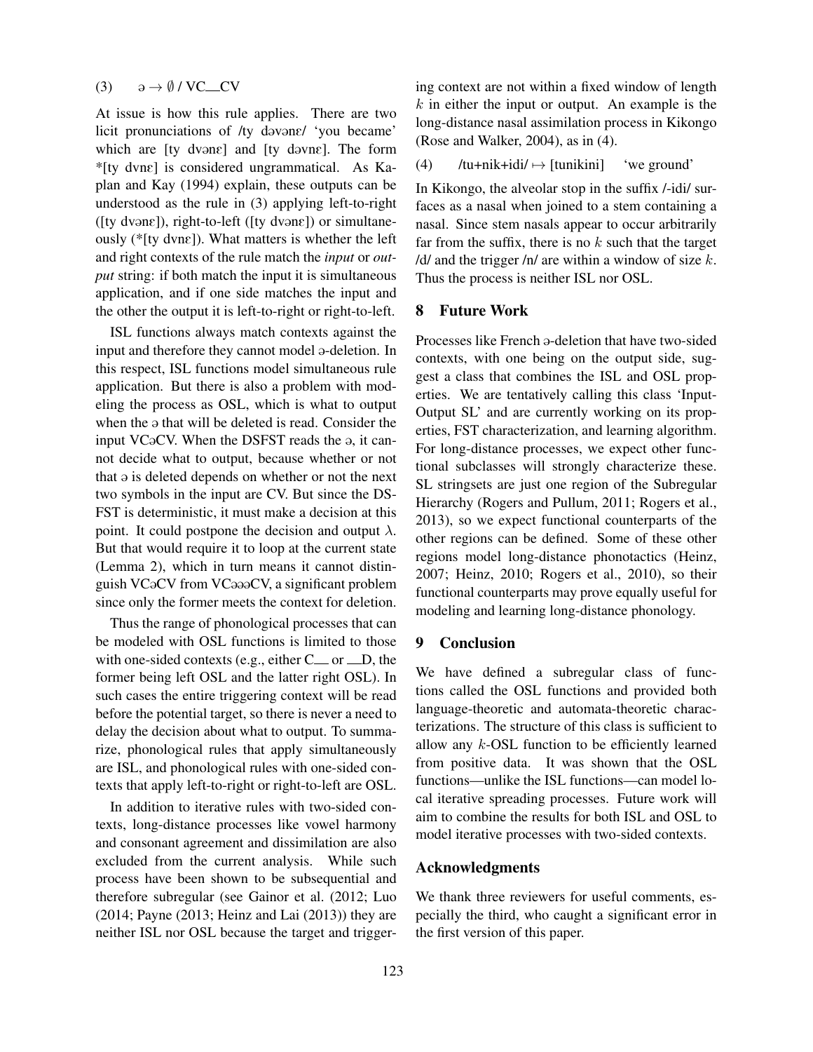(3) ə → ∅ / VC__CV

At issue is how this rule applies. There are two licit pronunciations of /ty dəvənɛ/ 'you became' which are [ty dvənɛ] and [ty dəvnɛ]. The form *[ty dvnɛ] is considered ungrammatical. As Kaplan and Kay (1994) explain, these outputs can be understood as the rule in (3) applying left-to-right ([ty dvənɛ]), right-to-left ([ty dəvnɛ]) or simultaneously (*[ty dvnɛ]). What matters is whether the left and right contexts of the rule match the *input* or *output* string: if both match the input it is simultaneous application, and if one side matches the input and the other the output it is left-to-right or right-to-left.

ISL functions always match contexts against the input and therefore they cannot model ə-deletion. In this respect, ISL functions model simultaneous rule application. But there is also a problem with modeling the process as OSL, which is what to output when the ə that will be deleted is read. Consider the input VCəCV. When the DSFST reads the ə, it cannot decide what to output, because whether or not that ə is deleted depends on whether or not the next two symbols in the input are CV. But since the DSFST is deterministic, it must make a decision at this point. It could postpone the decision and output $\lambda$. But that would require it to loop at the current state (Lemma 2), which in turn means it cannot distinguish VCəCV from VCəəəCV, a significant problem since only the former meets the context for deletion.

Thus the range of phonological processes that can be modeled with OSL functions is limited to those with one-sided contexts (e.g., either C__ or __D, the former being left OSL and the latter right OSL). In such cases the entire triggering context will be read before the potential target, so there is never a need to delay the decision about what to output. To summarize, phonological rules that apply simultaneously are ISL, and phonological rules with one-sided contexts that apply left-to-right or right-to-left are OSL.

In addition to iterative rules with two-sided contexts, long-distance processes like vowel harmony and consonant agreement and dissimilation are also excluded from the current analysis. While such process have been shown to be subsequential and therefore subregular (see Gainor et al. (2012; Luo (2014; Payne (2013; Heinz and Lai (2013)) they are neither ISL nor OSL because the target and triggering context are not within a fixed window of length $k$ in either the input or output. An example is the long-distance nasal assimilation process in Kikongo (Rose and Walker, 2004), as in (4).

(4) /tu+nik+idi/ ↦ [tunikini] 'we ground'

In Kikongo, the alveolar stop in the suffix /-idi/ surfaces as a nasal when joined to a stem containing a nasal. Since stem nasals appear to occur arbitrarily far from the suffix, there is no $k$ such that the target /d/ and the trigger /n/ are within a window of size $k$. Thus the process is neither ISL nor OSL.

## 8 Future Work

Processes like French ə-deletion that have two-sided contexts, with one being on the output side, suggest a class that combines the ISL and OSL properties. We are tentatively calling this class 'Input-Output SL' and are currently working on its properties, FST characterization, and learning algorithm. For long-distance processes, we expect other functional subclasses will strongly characterize these. SL stringsets are just one region of the Subregular Hierarchy (Rogers and Pullum, 2011; Rogers et al., 2013), so we expect functional counterparts of the other regions can be defined. Some of these other regions model long-distance phonotactics (Heinz, 2007; Heinz, 2010; Rogers et al., 2010), so their functional counterparts may prove equally useful for modeling and learning long-distance phonology.

## 9 Conclusion

We have defined a subregular class of functions called the OSL functions and provided both language-theoretic and automata-theoretic characterizations. The structure of this class is sufficient to allow any $k$-OSL function to be efficiently learned from positive data. It was shown that the OSL functions—unlike the ISL functions—can model local iterative spreading processes. Future work will aim to combine the results for both ISL and OSL to model iterative processes with two-sided contexts.

## Acknowledgments

We thank three reviewers for useful comments, especially the third, who caught a significant error in the first version of this paper.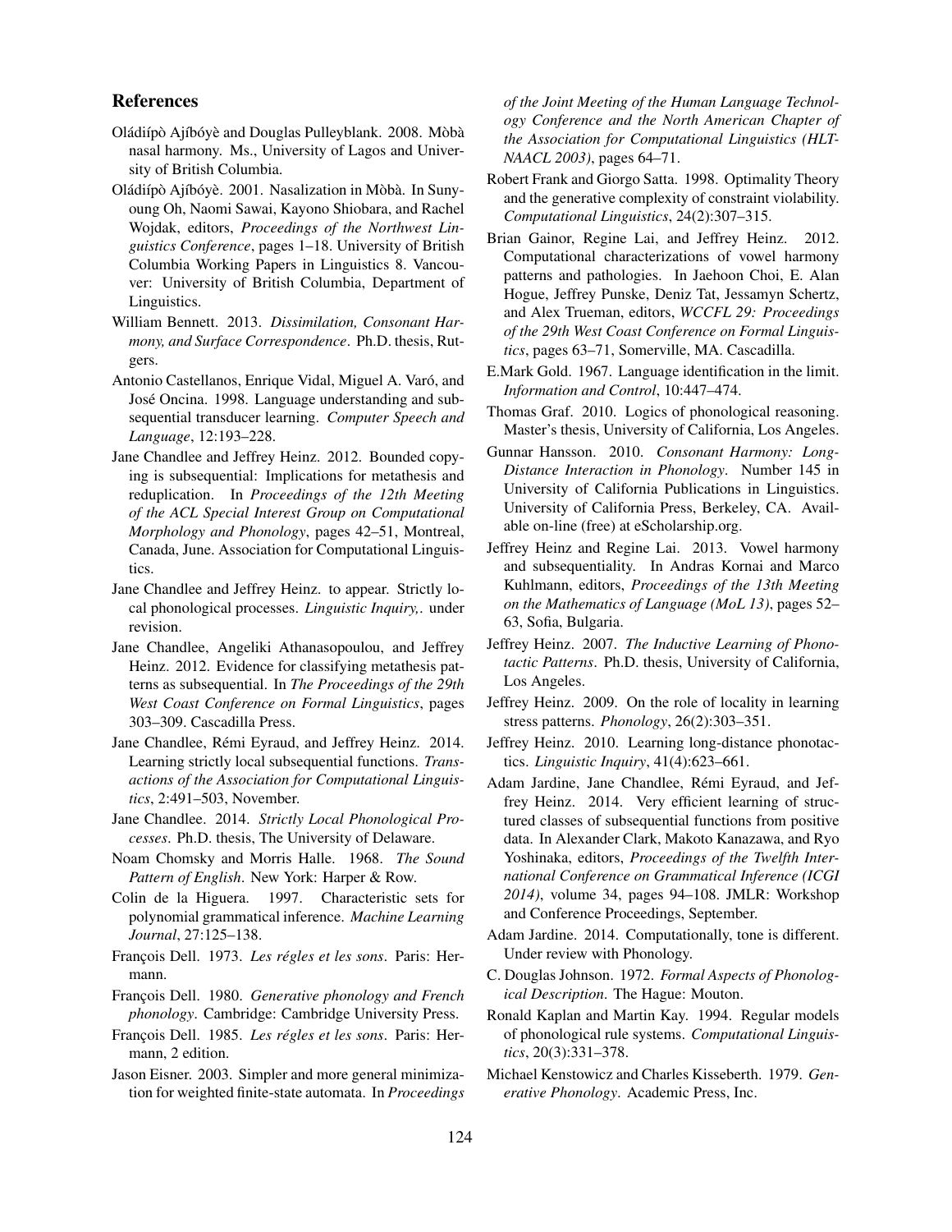## References

Oládíípò Ajíbóyè and Douglas Pulleyblank. 2008. Mòbà nasal harmony. Ms., University of Lagos and University of British Columbia.

Oládíípò Ajíbóyè. 2001. Nasalization in Mòbà. In Sunyoung Oh, Naomi Sawai, Kayono Shiobara, and Rachel Wojdak, editors, *Proceedings of the Northwest Linguistics Conference*, pages 1–18. University of British Columbia Working Papers in Linguistics 8. Vancouver: University of British Columbia, Department of Linguistics.

William Bennett. 2013. *Dissimilation, Consonant Harmony, and Surface Correspondence*. Ph.D. thesis, Rutgers.

Antonio Castellanos, Enrique Vidal, Miguel A. Varó, and José Oncina. 1998. Language understanding and subsequential transducer learning. *Computer Speech and Language*, 12:193–228.

Jane Chandlee and Jeffrey Heinz. 2012. Bounded copying is subsequential: Implications for metathesis and reduplication. In *Proceedings of the 12th Meeting of the ACL Special Interest Group on Computational Morphology and Phonology*, pages 42–51, Montreal, Canada, June. Association for Computational Linguistics.

Jane Chandlee and Jeffrey Heinz. to appear. Strictly local phonological processes. *Linguistic Inquiry,*. under revision.

Jane Chandlee, Angeliki Athanasopoulou, and Jeffrey Heinz. 2012. Evidence for classifying metathesis patterns as subsequential. In *The Proceedings of the 29th West Coast Conference on Formal Linguistics*, pages 303–309. Cascadilla Press.

Jane Chandlee, Rémi Eyraud, and Jeffrey Heinz. 2014. Learning strictly local subsequential functions. *Transactions of the Association for Computational Linguistics*, 2:491–503, November.

Jane Chandlee. 2014. *Strictly Local Phonological Processes*. Ph.D. thesis, The University of Delaware.

Noam Chomsky and Morris Halle. 1968. *The Sound Pattern of English*. New York: Harper & Row.

Colin de la Higuera. 1997. Characteristic sets for polynomial grammatical inference. *Machine Learning Journal*, 27:125–138.

François Dell. 1973. *Les régles et les sons*. Paris: Hermann.

François Dell. 1980. *Generative phonology and French phonology*. Cambridge: Cambridge University Press.

François Dell. 1985. *Les régles et les sons*. Paris: Hermann, 2 edition.

Jason Eisner. 2003. Simpler and more general minimization for weighted finite-state automata. In *Proceedings of the Joint Meeting of the Human Language Technology Conference and the North American Chapter of the Association for Computational Linguistics (HLT-NAACL 2003)*, pages 64–71.

Robert Frank and Giorgo Satta. 1998. Optimality Theory and the generative complexity of constraint violability. *Computational Linguistics*, 24(2):307–315.

Brian Gainor, Regine Lai, and Jeffrey Heinz. 2012. Computational characterizations of vowel harmony patterns and pathologies. In Jaehoon Choi, E. Alan Hogue, Jeffrey Punske, Deniz Tat, Jessamyn Schertz, and Alex Trueman, editors, *WCCFL 29: Proceedings of the 29th West Coast Conference on Formal Linguistics*, pages 63–71, Somerville, MA. Cascadilla.

E.Mark Gold. 1967. Language identification in the limit. *Information and Control*, 10:447–474.

Thomas Graf. 2010. Logics of phonological reasoning. Master's thesis, University of California, Los Angeles.

Gunnar Hansson. 2010. *Consonant Harmony: Long-Distance Interaction in Phonology*. Number 145 in University of California Publications in Linguistics. University of California Press, Berkeley, CA. Available on-line (free) at eScholarship.org.

Jeffrey Heinz and Regine Lai. 2013. Vowel harmony and subsequentiality. In Andras Kornai and Marco Kuhlmann, editors, *Proceedings of the 13th Meeting on the Mathematics of Language (MoL 13)*, pages 52–63, Sofia, Bulgaria.

Jeffrey Heinz. 2007. *The Inductive Learning of Phonotactic Patterns*. Ph.D. thesis, University of California, Los Angeles.

Jeffrey Heinz. 2009. On the role of locality in learning stress patterns. *Phonology*, 26(2):303–351.

Jeffrey Heinz. 2010. Learning long-distance phonotactics. *Linguistic Inquiry*, 41(4):623–661.

Adam Jardine, Jane Chandlee, Rémi Eyraud, and Jeffrey Heinz. 2014. Very efficient learning of structured classes of subsequential functions from positive data. In Alexander Clark, Makoto Kanazawa, and Ryo Yoshinaka, editors, *Proceedings of the Twelfth International Conference on Grammatical Inference (ICGI 2014)*, volume 34, pages 94–108. JMLR: Workshop and Conference Proceedings, September.

Adam Jardine. 2014. Computationally, tone is different. Under review with Phonology.

C. Douglas Johnson. 1972. *Formal Aspects of Phonological Description*. The Hague: Mouton.

Ronald Kaplan and Martin Kay. 1994. Regular models of phonological rule systems. *Computational Linguistics*, 20(3):331–378.

Michael Kenstowicz and Charles Kisseberth. 1979. *Generative Phonology*. Academic Press, Inc.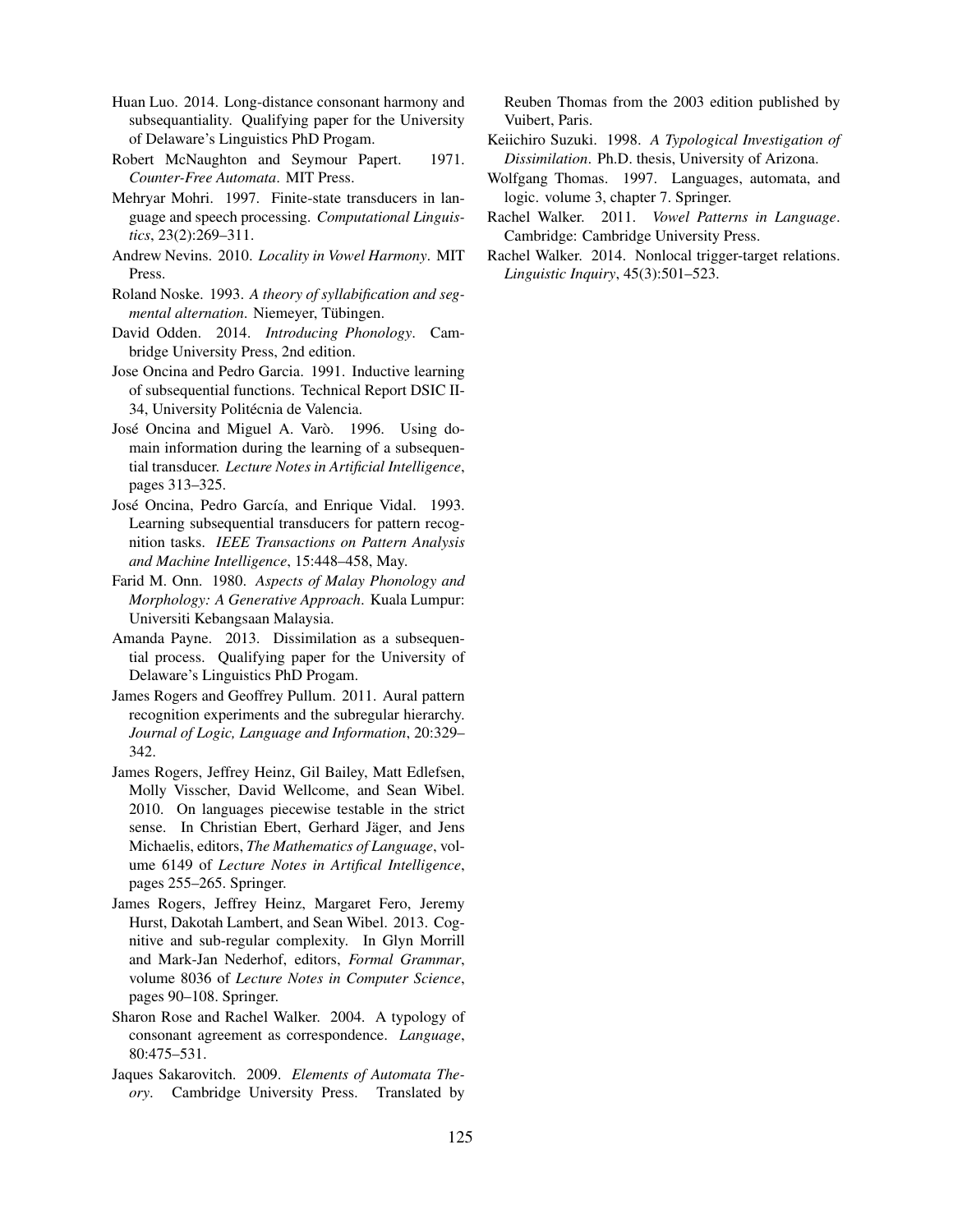Huan Luo. 2014. Long-distance consonant harmony and subsequantiality. Qualifying paper for the University of Delaware's Linguistics PhD Progam.

Robert McNaughton and Seymour Papert. 1971. *Counter-Free Automata*. MIT Press.

Mehryar Mohri. 1997. Finite-state transducers in language and speech processing. *Computational Linguistics*, 23(2):269–311.

Andrew Nevins. 2010. *Locality in Vowel Harmony*. MIT Press.

Roland Noske. 1993. *A theory of syllabification and segmental alternation*. Niemeyer, Tübingen.

David Odden. 2014. *Introducing Phonology*. Cambridge University Press, 2nd edition.

Jose Oncina and Pedro Garcia. 1991. Inductive learning of subsequential functions. Technical Report DSIC II-34, University Politécnia de Valencia.

José Oncina and Miguel A. Varò. 1996. Using domain information during the learning of a subsequential transducer. *Lecture Notes in Artificial Intelligence*, pages 313–325.

José Oncina, Pedro García, and Enrique Vidal. 1993. Learning subsequential transducers for pattern recognition tasks. *IEEE Transactions on Pattern Analysis and Machine Intelligence*, 15:448–458, May.

Farid M. Onn. 1980. *Aspects of Malay Phonology and Morphology: A Generative Approach*. Kuala Lumpur: Universiti Kebangsaan Malaysia.

Amanda Payne. 2013. Dissimilation as a subsequential process. Qualifying paper for the University of Delaware's Linguistics PhD Progam.

James Rogers and Geoffrey Pullum. 2011. Aural pattern recognition experiments and the subregular hierarchy. *Journal of Logic, Language and Information*, 20:329–342.

James Rogers, Jeffrey Heinz, Gil Bailey, Matt Edlefsen, Molly Visscher, David Wellcome, and Sean Wibel. 2010. On languages piecewise testable in the strict sense. In Christian Ebert, Gerhard Jäger, and Jens Michaelis, editors, *The Mathematics of Language*, volume 6149 of *Lecture Notes in Artifical Intelligence*, pages 255–265. Springer.

James Rogers, Jeffrey Heinz, Margaret Fero, Jeremy Hurst, Dakotah Lambert, and Sean Wibel. 2013. Cognitive and sub-regular complexity. In Glyn Morrill and Mark-Jan Nederhof, editors, *Formal Grammar*, volume 8036 of *Lecture Notes in Computer Science*, pages 90–108. Springer.

Sharon Rose and Rachel Walker. 2004. A typology of consonant agreement as correspondence. *Language*, 80:475–531.

Jaques Sakarovitch. 2009. *Elements of Automata Theory*. Cambridge University Press. Translated by Reuben Thomas from the 2003 edition published by Vuibert, Paris.

Keiichiro Suzuki. 1998. *A Typological Investigation of Dissimilation*. Ph.D. thesis, University of Arizona.

Wolfgang Thomas. 1997. Languages, automata, and logic. volume 3, chapter 7. Springer.

Rachel Walker. 2011. *Vowel Patterns in Language*. Cambridge: Cambridge University Press.

Rachel Walker. 2014. Nonlocal trigger-target relations. *Linguistic Inquiry*, 45(3):501–523.